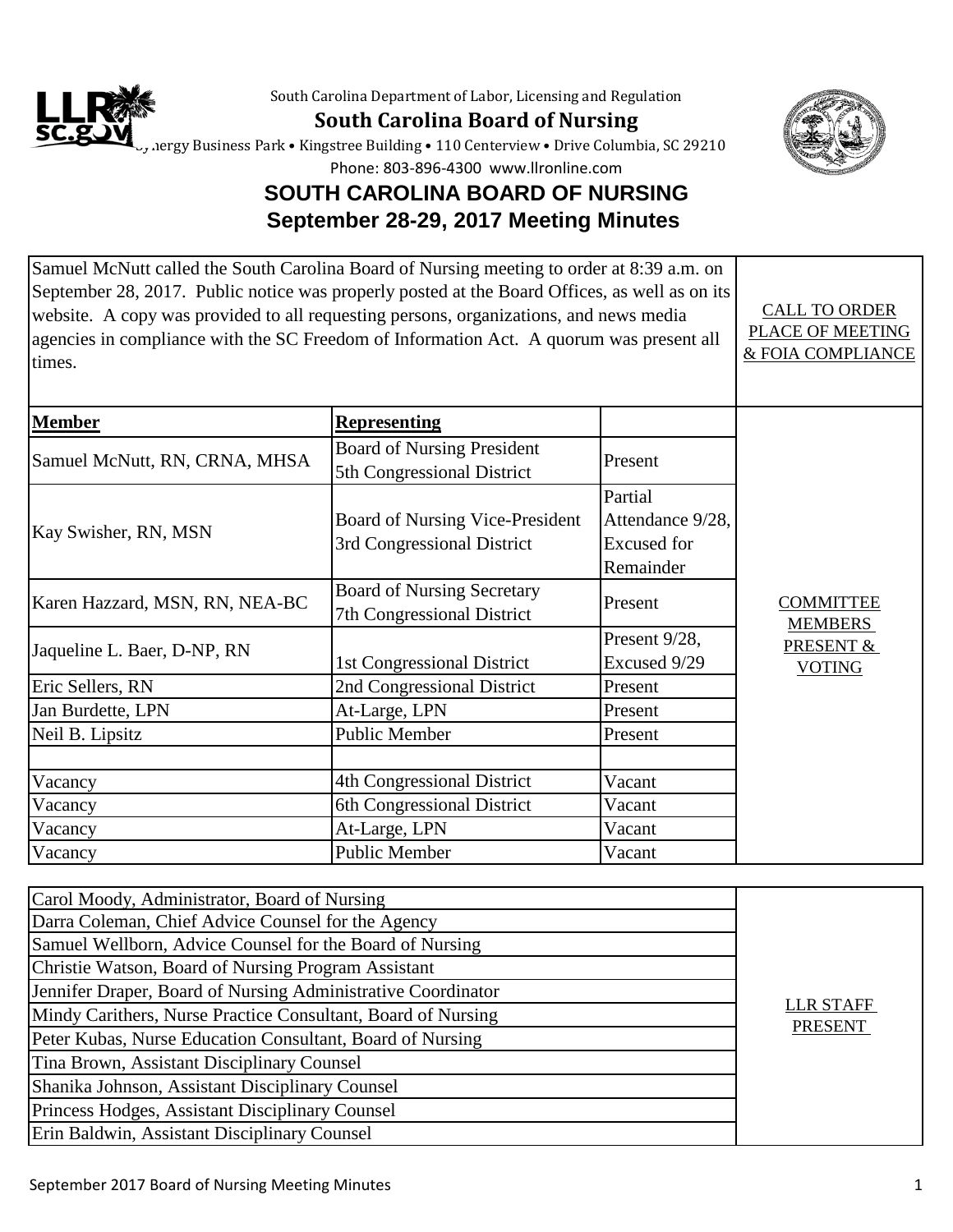South Carolina Department of Labor, Licensing and Regulation

**South Carolina Board of Nursing**

Synergy Business Park • Kingstree Building • 110 Centerview • Drive Columbia, SC 29210

Phone: 803-896-4300 www.llronline.com

# SOUTH CAROLINA BOARD OF NURSING

## September 28-29, 2017 Meeting Minutes

| Samuel McNutt called the South Carolina Board of Nursing meeting to order at 8:39 a.m. on September 28, 2017. Public notice was properly posted at the Board Offices, as well as on its website. A copy was provided to all requesting persons, organizations, and news media agencies in compliance with the SC Freedom of Information Act. A quorum was present all times. | CALL TO ORDER PLACE OF MEETING & FOIA COMPLIANCE |
|---|---|

| Member | Representing | | |
|---|---|---|---|
| Samuel McNutt, RN, CRNA, MHSA | Board of Nursing President 5th Congressional District | Present | COMMITTEE MEMBERS PRESENT & VOTING |
| Kay Swisher, RN, MSN | Board of Nursing Vice-President 3rd Congressional District | Partial Attendance 9/28, Excused for Remainder | |
| Karen Hazzard, MSN, RN, NEA-BC | Board of Nursing Secretary 7th Congressional District | Present | |
| Jaqueline L. Baer, D-NP, RN | 1st Congressional District | Present 9/28, Excused 9/29 | |
| Eric Sellers, RN | 2nd Congressional District | Present | |
| Jan Burdette, LPN | At-Large, LPN | Present | |
| Neil B. Lipsitz | Public Member | Present | |
| | | | |
| Vacancy | 4th Congressional District | Vacant | |
| Vacancy | 6th Congressional District | Vacant | |
| Vacancy | At-Large, LPN | Vacant | |
| Vacancy | Public Member | Vacant | |

| LLR Staff | |
|---|---|
| Carol Moody, Administrator, Board of Nursing | LLR STAFF PRESENT |
| Darra Coleman, Chief Advice Counsel for the Agency | |
| Samuel Wellborn, Advice Counsel for the Board of Nursing | |
| Christie Watson, Board of Nursing Program Assistant | |
| Jennifer Draper, Board of Nursing Administrative Coordinator | |
| Mindy Carithers, Nurse Practice Consultant, Board of Nursing | |
| Peter Kubas, Nurse Education Consultant, Board of Nursing | |
| Tina Brown, Assistant Disciplinary Counsel | |
| Shanika Johnson, Assistant Disciplinary Counsel | |
| Princess Hodges, Assistant Disciplinary Counsel | |
| Erin Baldwin, Assistant Disciplinary Counsel | |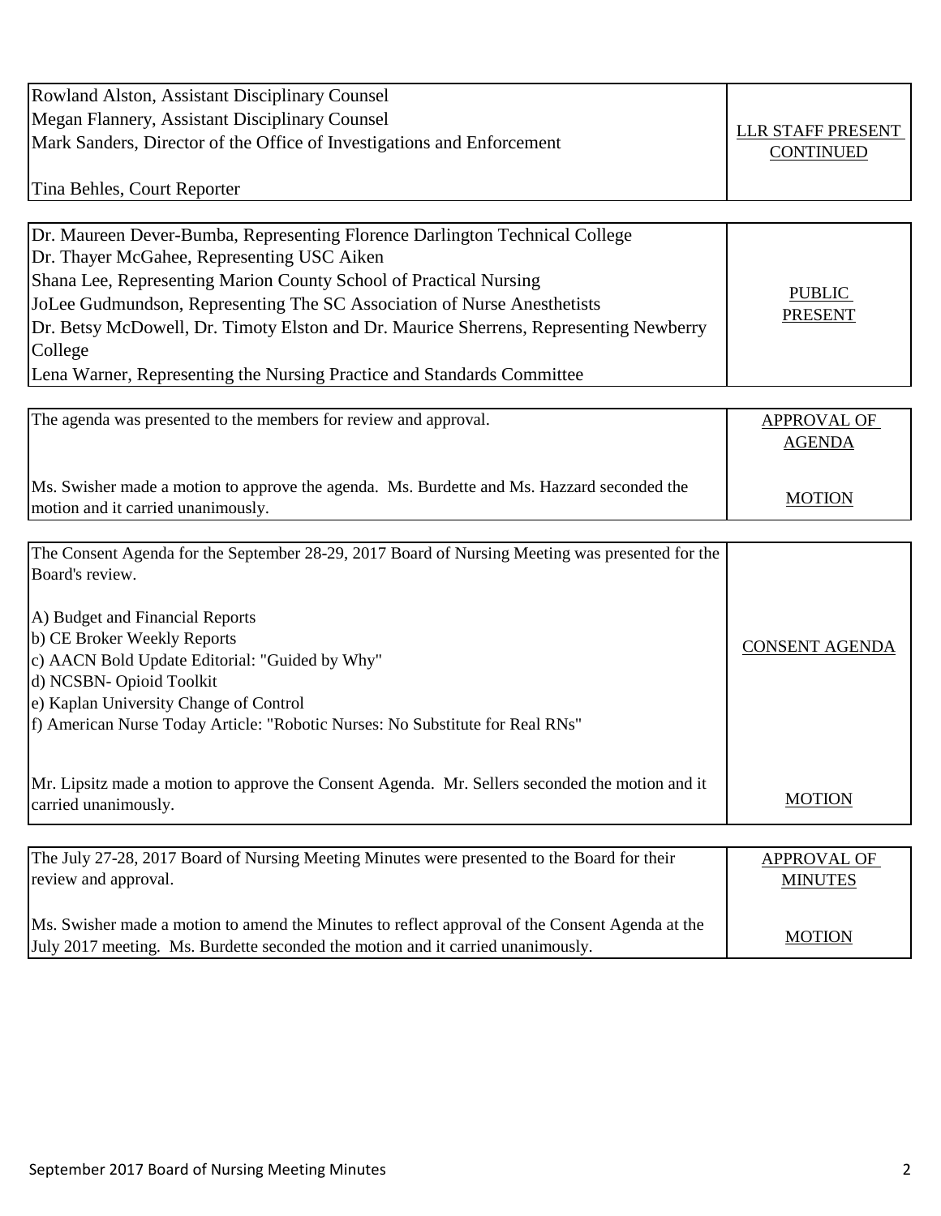| | |
|---|---|
| Rowland Alston, Assistant Disciplinary Counsel<br>Megan Flannery, Assistant Disciplinary Counsel<br>Mark Sanders, Director of the Office of Investigations and Enforcement<br><br>Tina Behles, Court Reporter | LLR STAFF PRESENT CONTINUED |
| Dr. Maureen Dever-Bumba, Representing Florence Darlington Technical College<br>Dr. Thayer McGahee, Representing USC Aiken<br>Shana Lee, Representing Marion County School of Practical Nursing<br>JoLee Gudmundson, Representing The SC Association of Nurse Anesthetists<br>Dr. Betsy McDowell, Dr. Timoty Elston and Dr. Maurice Sherrens, Representing Newberry College<br>Lena Warner, Representing the Nursing Practice and Standards Committee | PUBLIC PRESENT |
| The agenda was presented to the members for review and approval. | APPROVAL OF AGENDA |
| Ms. Swisher made a motion to approve the agenda. Ms. Burdette and Ms. Hazzard seconded the motion and it carried unanimously. | MOTION |
| The Consent Agenda for the September 28-29, 2017 Board of Nursing Meeting was presented for the Board's review.<br><br>A) Budget and Financial Reports<br>b) CE Broker Weekly Reports<br>c) AACN Bold Update Editorial: "Guided by Why"<br>d) NCSBN- Opioid Toolkit<br>e) Kaplan University Change of Control<br>f) American Nurse Today Article: "Robotic Nurses: No Substitute for Real RNs" | CONSENT AGENDA |
| Mr. Lipsitz made a motion to approve the Consent Agenda. Mr. Sellers seconded the motion and it carried unanimously. | MOTION |
| The July 27-28, 2017 Board of Nursing Meeting Minutes were presented to the Board for their review and approval. | APPROVAL OF MINUTES |
| Ms. Swisher made a motion to amend the Minutes to reflect approval of the Consent Agenda at the July 2017 meeting. Ms. Burdette seconded the motion and it carried unanimously. | MOTION |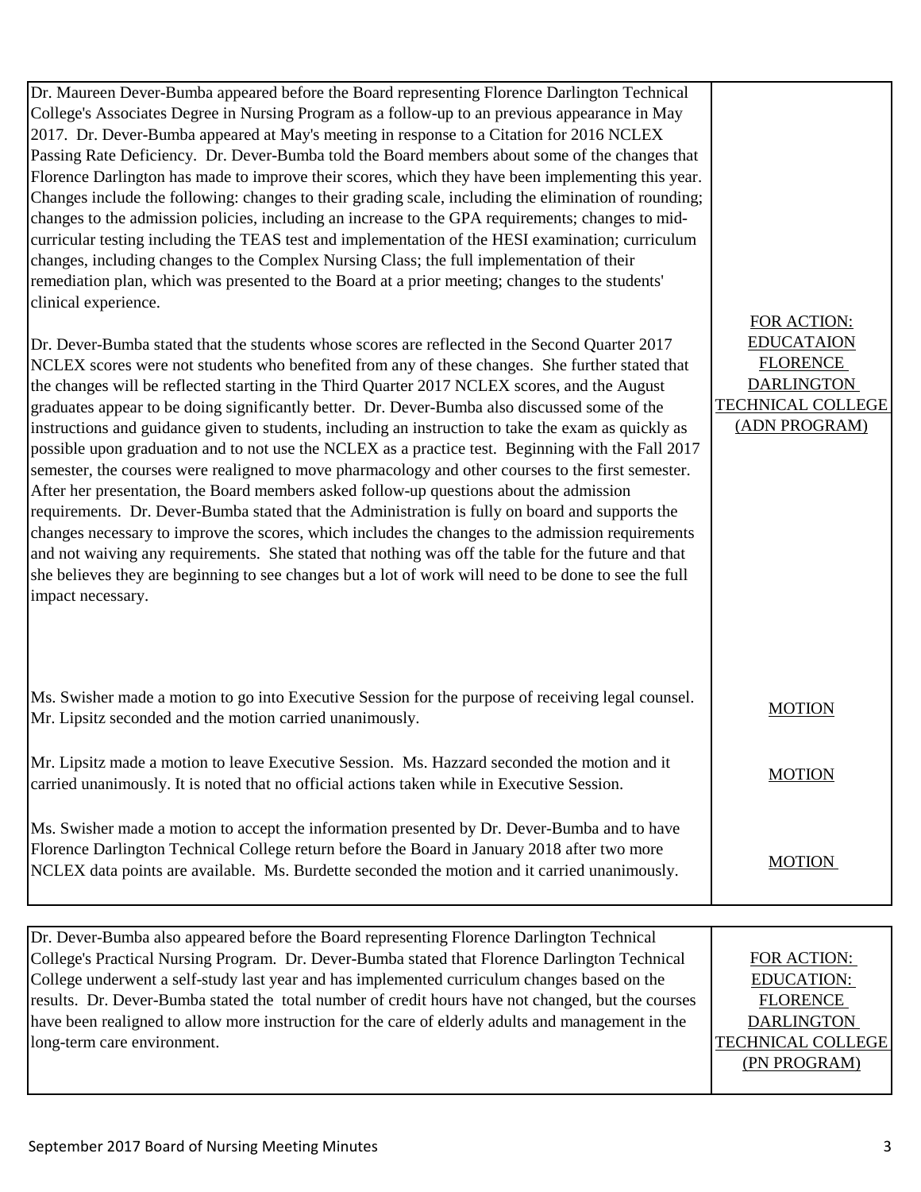| | |
|---|---|
| Dr. Maureen Dever-Bumba appeared before the Board representing Florence Darlington Technical College's Associates Degree in Nursing Program as a follow-up to an previous appearance in May 2017. Dr. Dever-Bumba appeared at May's meeting in response to a Citation for 2016 NCLEX Passing Rate Deficiency. Dr. Dever-Bumba told the Board members about some of the changes that Florence Darlington has made to improve their scores, which they have been implementing this year. Changes include the following: changes to their grading scale, including the elimination of rounding; changes to the admission policies, including an increase to the GPA requirements; changes to mid-curricular testing including the TEAS test and implementation of the HESI examination; curriculum changes, including changes to the Complex Nursing Class; the full implementation of their remediation plan, which was presented to the Board at a prior meeting; changes to the students' clinical experience.<br><br>Dr. Dever-Bumba stated that the students whose scores are reflected in the Second Quarter 2017 NCLEX scores were not students who benefited from any of these changes. She further stated that the changes will be reflected starting in the Third Quarter 2017 NCLEX scores, and the August graduates appear to be doing significantly better. Dr. Dever-Bumba also discussed some of the instructions and guidance given to students, including an instruction to take the exam as quickly as possible upon graduation and to not use the NCLEX as a practice test. Beginning with the Fall 2017 semester, the courses were realigned to move pharmacology and other courses to the first semester. After her presentation, the Board members asked follow-up questions about the admission requirements. Dr. Dever-Bumba stated that the Administration is fully on board and supports the changes necessary to improve the scores, which includes the changes to the admission requirements and not waiving any requirements. She stated that nothing was off the table for the future and that she believes they are beginning to see changes but a lot of work will need to be done to see the full impact necessary. | FOR ACTION: EDUCATAION FLORENCE DARLINGTON TECHNICAL COLLEGE (ADN PROGRAM) |
| Ms. Swisher made a motion to go into Executive Session for the purpose of receiving legal counsel. Mr. Lipsitz seconded and the motion carried unanimously. | MOTION |
| Mr. Lipsitz made a motion to leave Executive Session. Ms. Hazzard seconded the motion and it carried unanimously. It is noted that no official actions taken while in Executive Session. | MOTION |
| Ms. Swisher made a motion to accept the information presented by Dr. Dever-Bumba and to have Florence Darlington Technical College return before the Board in January 2018 after two more NCLEX data points are available. Ms. Burdette seconded the motion and it carried unanimously. | MOTION |

| | |
|---|---|
| Dr. Dever-Bumba also appeared before the Board representing Florence Darlington Technical College's Practical Nursing Program. Dr. Dever-Bumba stated that Florence Darlington Technical College underwent a self-study last year and has implemented curriculum changes based on the results. Dr. Dever-Bumba stated the total number of credit hours have not changed, but the courses have been realigned to allow more instruction for the care of elderly adults and management in the long-term care environment. | FOR ACTION: EDUCATION: FLORENCE DARLINGTON TECHNICAL COLLEGE (PN PROGRAM) |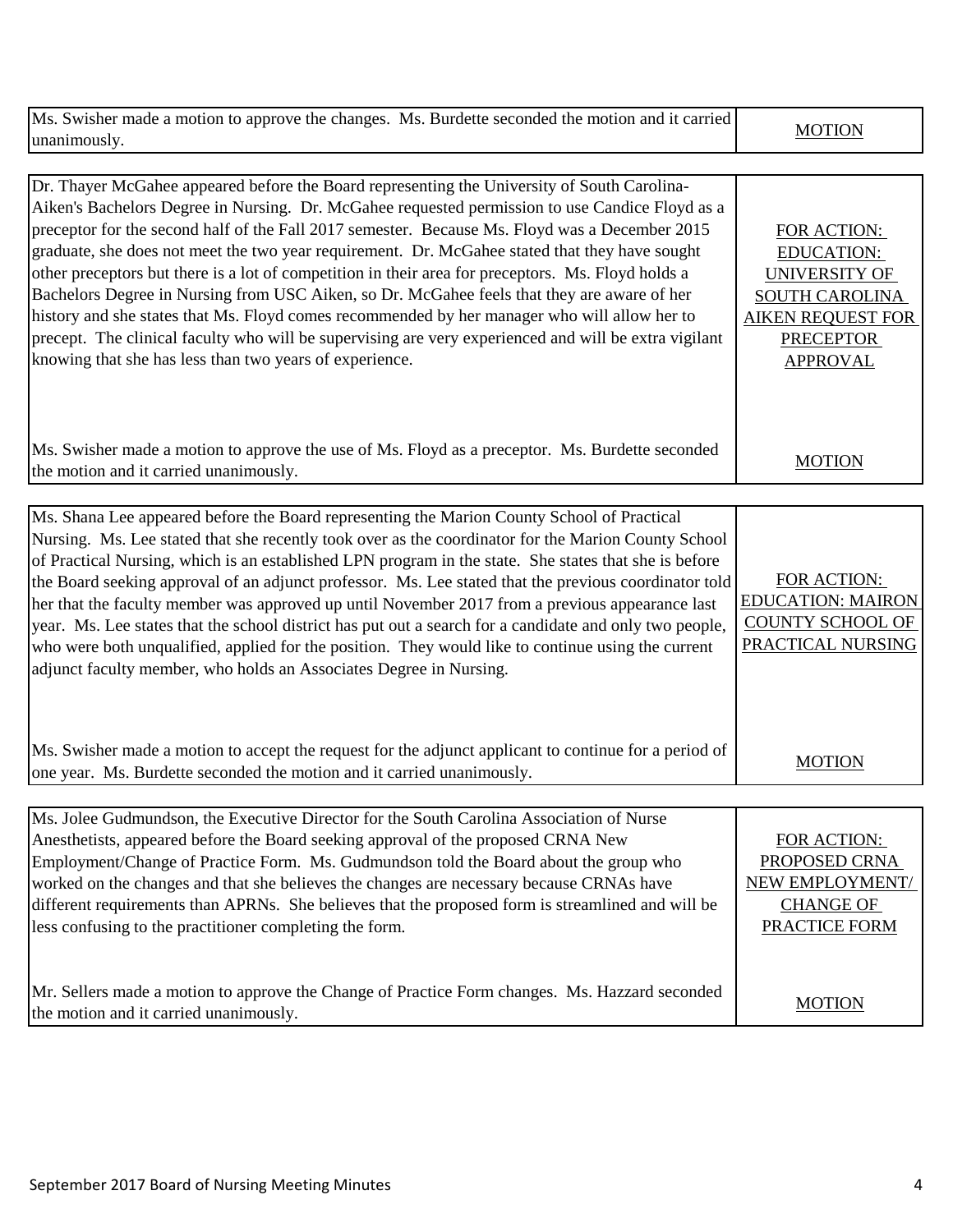| | |
|---|---|
| Ms. Swisher made a motion to approve the changes. Ms. Burdette seconded the motion and it carried unanimously. | MOTION |

| | |
|---|---|
| Dr. Thayer McGahee appeared before the Board representing the University of South Carolina-Aiken's Bachelors Degree in Nursing. Dr. McGahee requested permission to use Candice Floyd as a preceptor for the second half of the Fall 2017 semester. Because Ms. Floyd was a December 2015 graduate, she does not meet the two year requirement. Dr. McGahee stated that they have sought other preceptors but there is a lot of competition in their area for preceptors. Ms. Floyd holds a Bachelors Degree in Nursing from USC Aiken, so Dr. McGahee feels that they are aware of her history and she states that Ms. Floyd comes recommended by her manager who will allow her to precept. The clinical faculty who will be supervising are very experienced and will be extra vigilant knowing that she has less than two years of experience. | FOR ACTION: EDUCATION: UNIVERSITY OF SOUTH CAROLINA AIKEN REQUEST FOR PRECEPTOR APPROVAL |
| Ms. Swisher made a motion to approve the use of Ms. Floyd as a preceptor. Ms. Burdette seconded the motion and it carried unanimously. | MOTION |

| | |
|---|---|
| Ms. Shana Lee appeared before the Board representing the Marion County School of Practical Nursing. Ms. Lee stated that she recently took over as the coordinator for the Marion County School of Practical Nursing, which is an established LPN program in the state. She states that she is before the Board seeking approval of an adjunct professor. Ms. Lee stated that the previous coordinator told her that the faculty member was approved up until November 2017 from a previous appearance last year. Ms. Lee states that the school district has put out a search for a candidate and only two people, who were both unqualified, applied for the position. They would like to continue using the current adjunct faculty member, who holds an Associates Degree in Nursing. | FOR ACTION: EDUCATION: MAIRON COUNTY SCHOOL OF PRACTICAL NURSING |
| Ms. Swisher made a motion to accept the request for the adjunct applicant to continue for a period of one year. Ms. Burdette seconded the motion and it carried unanimously. | MOTION |

| | |
|---|---|
| Ms. Jolee Gudmundson, the Executive Director for the South Carolina Association of Nurse Anesthetists, appeared before the Board seeking approval of the proposed CRNA New Employment/Change of Practice Form. Ms. Gudmundson told the Board about the group who worked on the changes and that she believes the changes are necessary because CRNAs have different requirements than APRNs. She believes that the proposed form is streamlined and will be less confusing to the practitioner completing the form. | FOR ACTION: PROPOSED CRNA NEW EMPLOYMENT/ CHANGE OF PRACTICE FORM |
| Mr. Sellers made a motion to approve the Change of Practice Form changes. Ms. Hazzard seconded the motion and it carried unanimously. | MOTION |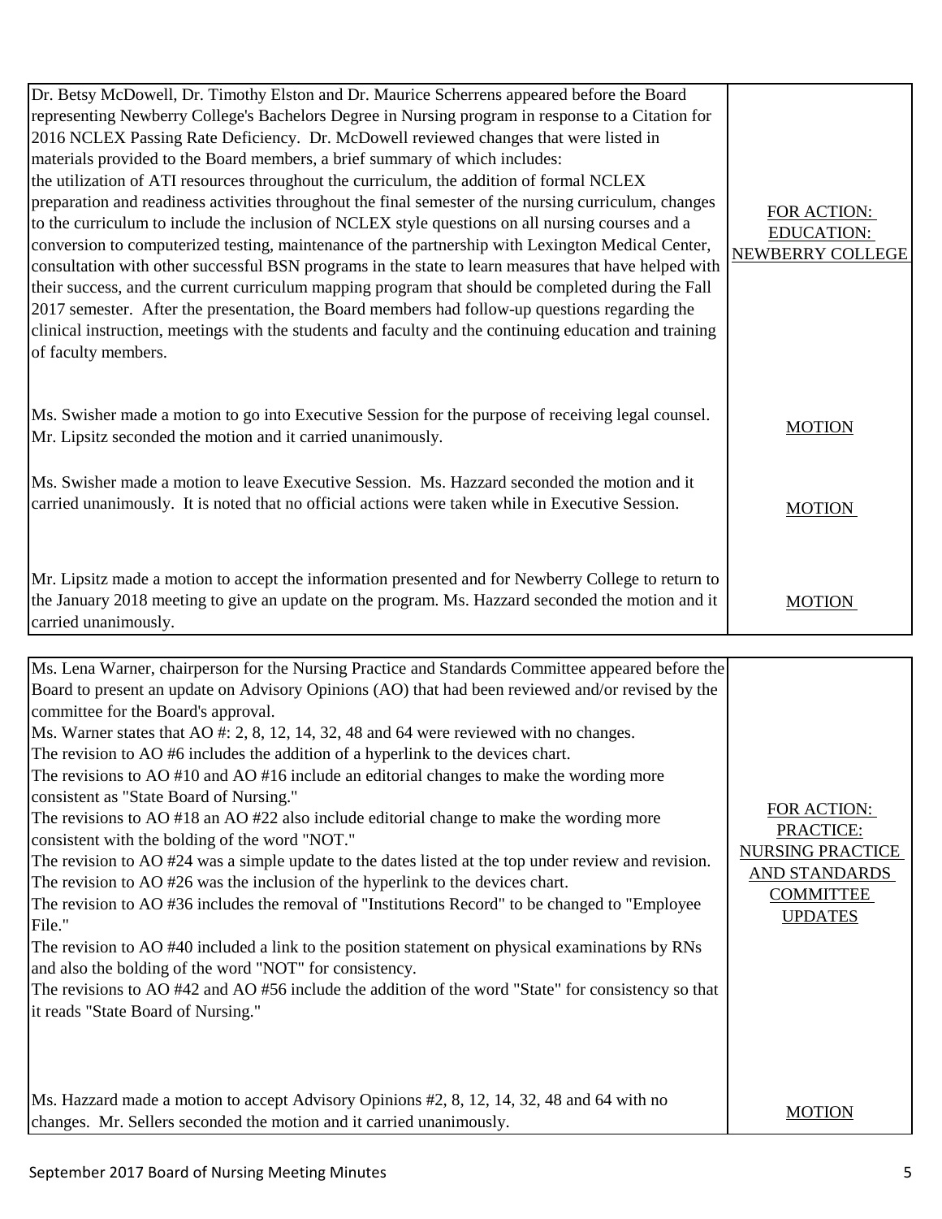| | |
|---|---|
| Dr. Betsy McDowell, Dr. Timothy Elston and Dr. Maurice Scherrens appeared before the Board representing Newberry College's Bachelors Degree in Nursing program in response to a Citation for 2016 NCLEX Passing Rate Deficiency. Dr. McDowell reviewed changes that were listed in materials provided to the Board members, a brief summary of which includes: the utilization of ATI resources throughout the curriculum, the addition of formal NCLEX preparation and readiness activities throughout the final semester of the nursing curriculum, changes to the curriculum to include the inclusion of NCLEX style questions on all nursing courses and a conversion to computerized testing, maintenance of the partnership with Lexington Medical Center, consultation with other successful BSN programs in the state to learn measures that have helped with their success, and the current curriculum mapping program that should be completed during the Fall 2017 semester. After the presentation, the Board members had follow-up questions regarding the clinical instruction, meetings with the students and faculty and the continuing education and training of faculty members. | FOR ACTION: EDUCATION: NEWBERRY COLLEGE |
| Ms. Swisher made a motion to go into Executive Session for the purpose of receiving legal counsel. Mr. Lipsitz seconded the motion and it carried unanimously. | MOTION |
| Ms. Swisher made a motion to leave Executive Session. Ms. Hazzard seconded the motion and it carried unanimously. It is noted that no official actions were taken while in Executive Session. | MOTION |
| Mr. Lipsitz made a motion to accept the information presented and for Newberry College to return to the January 2018 meeting to give an update on the program. Ms. Hazzard seconded the motion and it carried unanimously. | MOTION |

| | |
|---|---|
| Ms. Lena Warner, chairperson for the Nursing Practice and Standards Committee appeared before the Board to present an update on Advisory Opinions (AO) that had been reviewed and/or revised by the committee for the Board's approval.<br>Ms. Warner states that AO #: 2, 8, 12, 14, 32, 48 and 64 were reviewed with no changes.<br>The revision to AO #6 includes the addition of a hyperlink to the devices chart.<br>The revisions to AO #10 and AO #16 include an editorial changes to make the wording more consistent as "State Board of Nursing."<br>The revisions to AO #18 an AO #22 also include editorial change to make the wording more consistent with the bolding of the word "NOT."<br>The revision to AO #24 was a simple update to the dates listed at the top under review and revision.<br>The revision to AO #26 was the inclusion of the hyperlink to the devices chart.<br>The revision to AO #36 includes the removal of "Institutions Record" to be changed to "Employee File."<br>The revision to AO #40 included a link to the position statement on physical examinations by RNs and also the bolding of the word "NOT" for consistency.<br>The revisions to AO #42 and AO #56 include the addition of the word "State" for consistency so that it reads "State Board of Nursing." | FOR ACTION: PRACTICE: NURSING PRACTICE AND STANDARDS COMMITTEE UPDATES |
| Ms. Hazzard made a motion to accept Advisory Opinions #2, 8, 12, 14, 32, 48 and 64 with no changes. Mr. Sellers seconded the motion and it carried unanimously. | MOTION |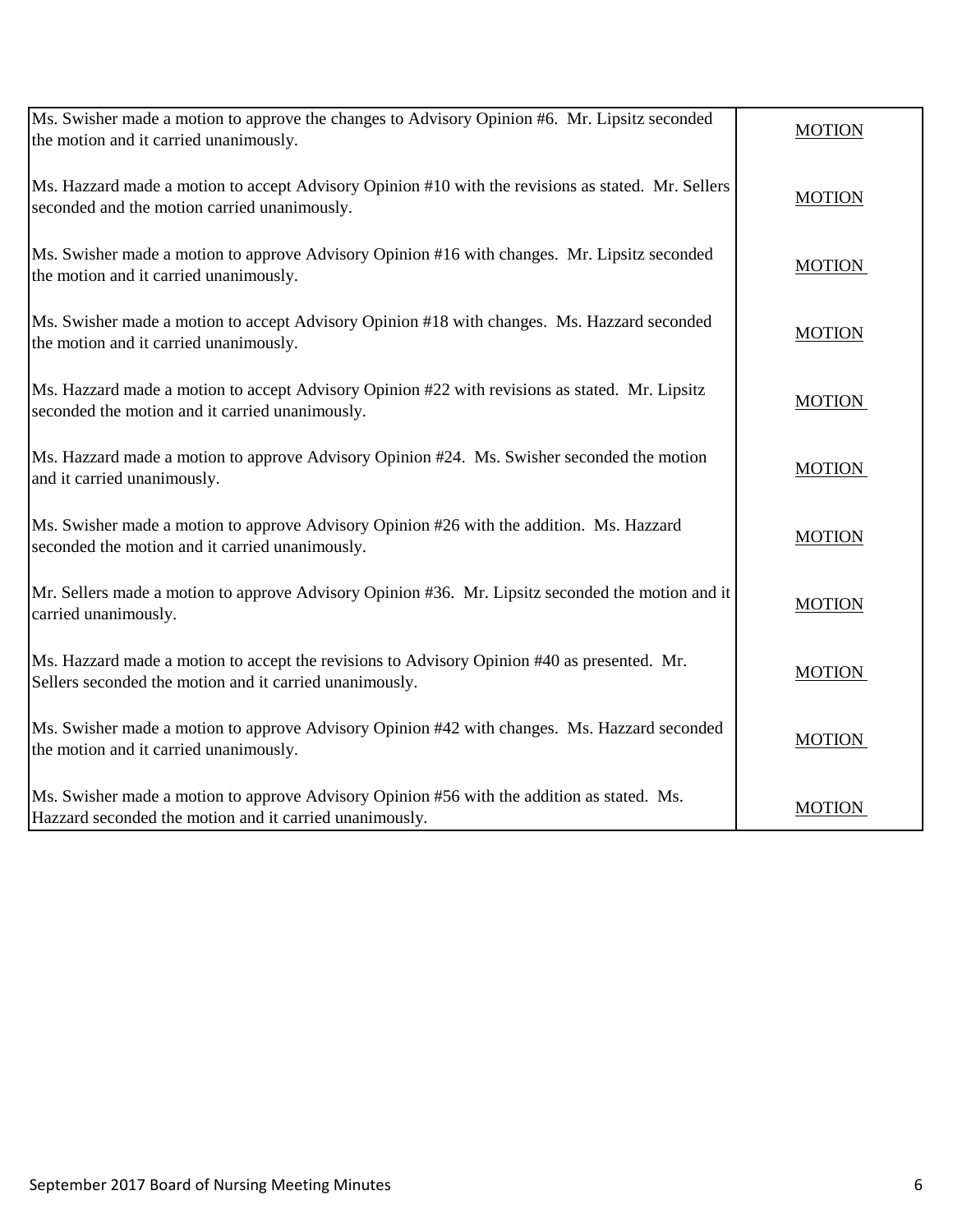| | |
|---|---|
| Ms. Swisher made a motion to approve the changes to Advisory Opinion #6. Mr. Lipsitz seconded the motion and it carried unanimously. | MOTION |
| Ms. Hazzard made a motion to accept Advisory Opinion #10 with the revisions as stated. Mr. Sellers seconded and the motion carried unanimously. | MOTION |
| Ms. Swisher made a motion to approve Advisory Opinion #16 with changes. Mr. Lipsitz seconded the motion and it carried unanimously. | MOTION |
| Ms. Swisher made a motion to accept Advisory Opinion #18 with changes. Ms. Hazzard seconded the motion and it carried unanimously. | MOTION |
| Ms. Hazzard made a motion to accept Advisory Opinion #22 with revisions as stated. Mr. Lipsitz seconded the motion and it carried unanimously. | MOTION |
| Ms. Hazzard made a motion to approve Advisory Opinion #24. Ms. Swisher seconded the motion and it carried unanimously. | MOTION |
| Ms. Swisher made a motion to approve Advisory Opinion #26 with the addition. Ms. Hazzard seconded the motion and it carried unanimously. | MOTION |
| Mr. Sellers made a motion to approve Advisory Opinion #36. Mr. Lipsitz seconded the motion and it carried unanimously. | MOTION |
| Ms. Hazzard made a motion to accept the revisions to Advisory Opinion #40 as presented. Mr. Sellers seconded the motion and it carried unanimously. | MOTION |
| Ms. Swisher made a motion to approve Advisory Opinion #42 with changes. Ms. Hazzard seconded the motion and it carried unanimously. | MOTION |
| Ms. Swisher made a motion to approve Advisory Opinion #56 with the addition as stated. Ms. Hazzard seconded the motion and it carried unanimously. | MOTION |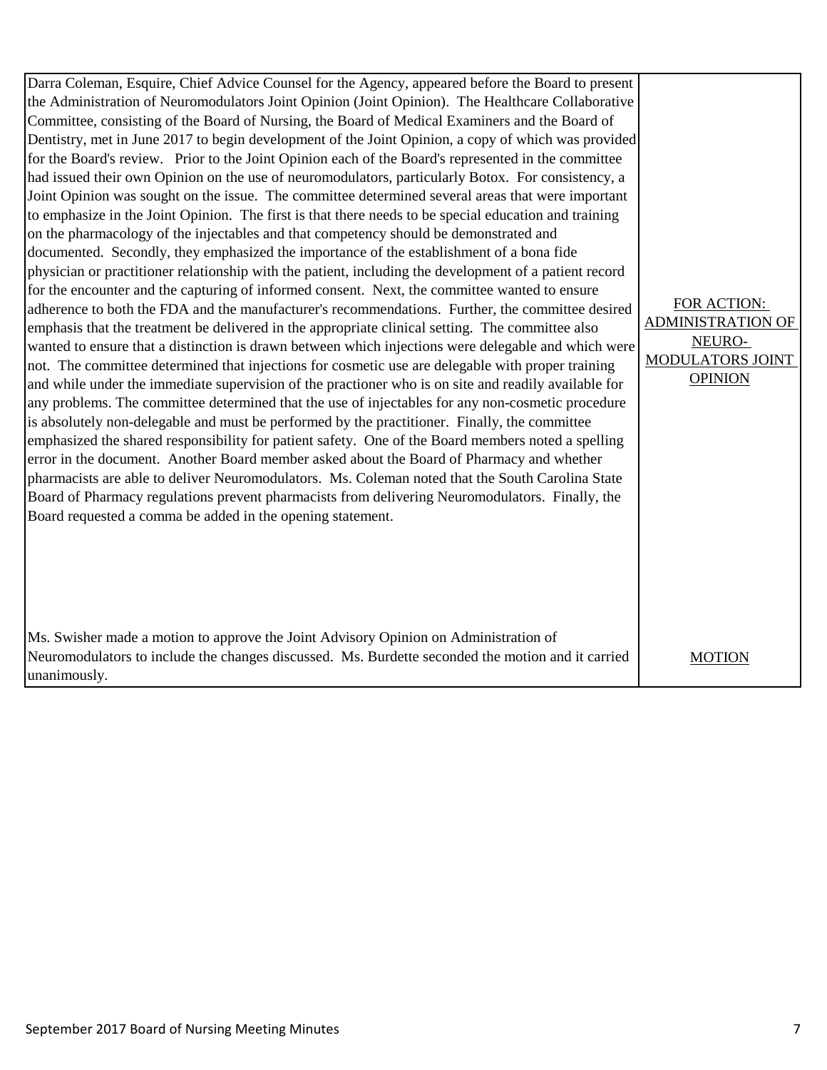| | |
|---|---|
| Darra Coleman, Esquire, Chief Advice Counsel for the Agency, appeared before the Board to present the Administration of Neuromodulators Joint Opinion (Joint Opinion). The Healthcare Collaborative Committee, consisting of the Board of Nursing, the Board of Medical Examiners and the Board of Dentistry, met in June 2017 to begin development of the Joint Opinion, a copy of which was provided for the Board's review. Prior to the Joint Opinion each of the Board's represented in the committee had issued their own Opinion on the use of neuromodulators, particularly Botox. For consistency, a Joint Opinion was sought on the issue. The committee determined several areas that were important to emphasize in the Joint Opinion. The first is that there needs to be special education and training on the pharmacology of the injectables and that competency should be demonstrated and documented. Secondly, they emphasized the importance of the establishment of a bona fide physician or practitioner relationship with the patient, including the development of a patient record for the encounter and the capturing of informed consent. Next, the committee wanted to ensure adherence to both the FDA and the manufacturer's recommendations. Further, the committee desired emphasis that the treatment be delivered in the appropriate clinical setting. The committee also wanted to ensure that a distinction is drawn between which injections were delegable and which were not. The committee determined that injections for cosmetic use are delegable with proper training and while under the immediate supervision of the practioner who is on site and readily available for any problems. The committee determined that the use of injectables for any non-cosmetic procedure is absolutely non-delegable and must be performed by the practitioner. Finally, the committee emphasized the shared responsibility for patient safety. One of the Board members noted a spelling error in the document. Another Board member asked about the Board of Pharmacy and whether pharmacists are able to deliver Neuromodulators. Ms. Coleman noted that the South Carolina State Board of Pharmacy regulations prevent pharmacists from delivering Neuromodulators. Finally, the Board requested a comma be added in the opening statement. | FOR ACTION: ADMINISTRATION OF NEURO-MODULATORS JOINT OPINION |
| Ms. Swisher made a motion to approve the Joint Advisory Opinion on Administration of Neuromodulators to include the changes discussed. Ms. Burdette seconded the motion and it carried unanimously. | MOTION |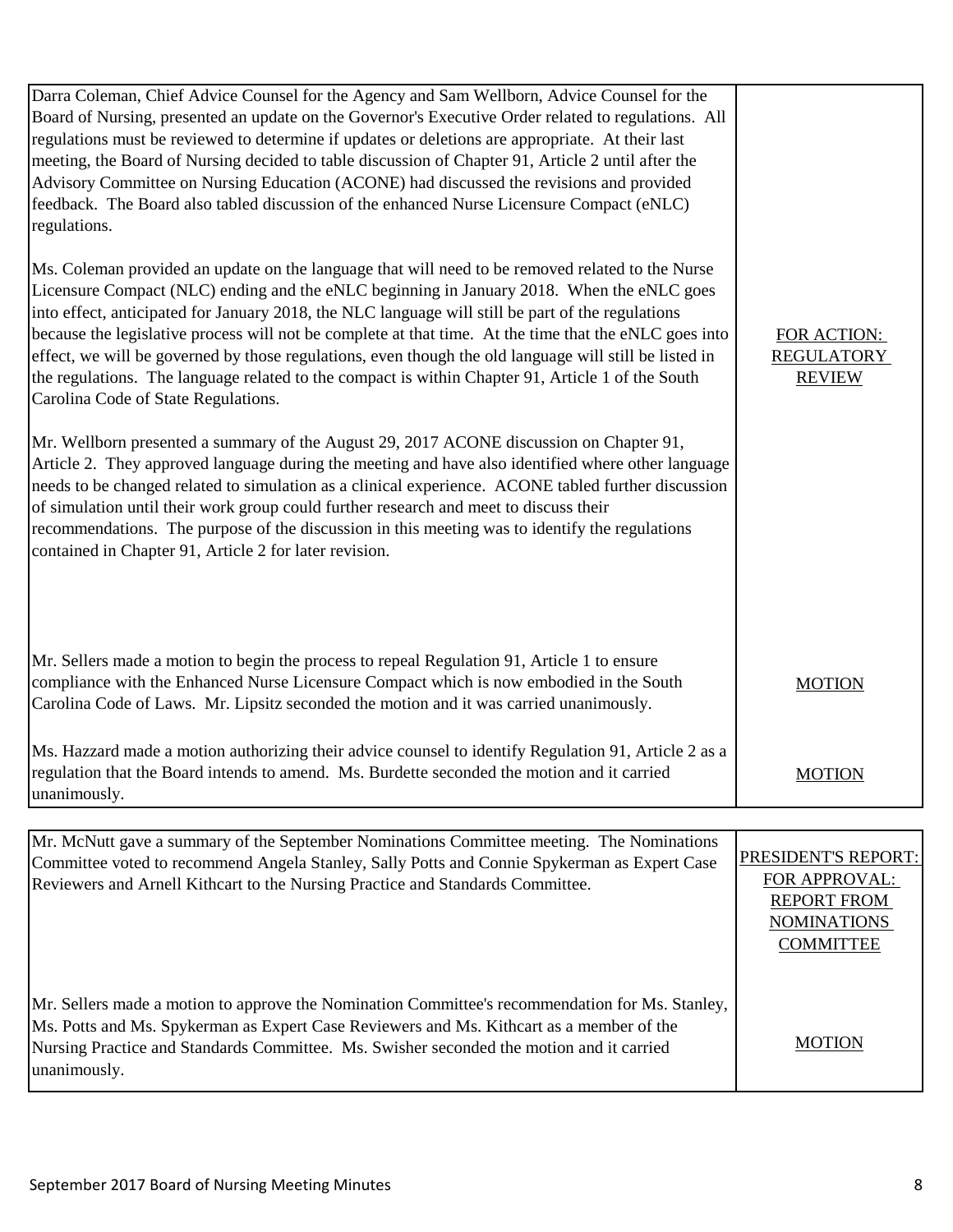| | |
|---|---|
| Darra Coleman, Chief Advice Counsel for the Agency and Sam Wellborn, Advice Counsel for the Board of Nursing, presented an update on the Governor's Executive Order related to regulations. All regulations must be reviewed to determine if updates or deletions are appropriate. At their last meeting, the Board of Nursing decided to table discussion of Chapter 91, Article 2 until after the Advisory Committee on Nursing Education (ACONE) had discussed the revisions and provided feedback. The Board also tabled discussion of the enhanced Nurse Licensure Compact (eNLC) regulations.<br><br>Ms. Coleman provided an update on the language that will need to be removed related to the Nurse Licensure Compact (NLC) ending and the eNLC beginning in January 2018. When the eNLC goes into effect, anticipated for January 2018, the NLC language will still be part of the regulations because the legislative process will not be complete at that time. At the time that the eNLC goes into effect, we will be governed by those regulations, even though the old language will still be listed in the regulations. The language related to the compact is within Chapter 91, Article 1 of the South Carolina Code of State Regulations.<br><br>Mr. Wellborn presented a summary of the August 29, 2017 ACONE discussion on Chapter 91, Article 2. They approved language during the meeting and have also identified where other language needs to be changed related to simulation as a clinical experience. ACONE tabled further discussion of simulation until their work group could further research and meet to discuss their recommendations. The purpose of the discussion in this meeting was to identify the regulations contained in Chapter 91, Article 2 for later revision. | FOR ACTION: REGULATORY REVIEW |
| Mr. Sellers made a motion to begin the process to repeal Regulation 91, Article 1 to ensure compliance with the Enhanced Nurse Licensure Compact which is now embodied in the South Carolina Code of Laws. Mr. Lipsitz seconded the motion and it was carried unanimously. | MOTION |
| Ms. Hazzard made a motion authorizing their advice counsel to identify Regulation 91, Article 2 as a regulation that the Board intends to amend. Ms. Burdette seconded the motion and it carried unanimously. | MOTION |

| | |
|---|---|
| Mr. McNutt gave a summary of the September Nominations Committee meeting. The Nominations Committee voted to recommend Angela Stanley, Sally Potts and Connie Spykerman as Expert Case Reviewers and Arnell Kithcart to the Nursing Practice and Standards Committee. | PRESIDENT'S REPORT: FOR APPROVAL: REPORT FROM NOMINATIONS COMMITTEE |
| Mr. Sellers made a motion to approve the Nomination Committee's recommendation for Ms. Stanley, Ms. Potts and Ms. Spykerman as Expert Case Reviewers and Ms. Kithcart as a member of the Nursing Practice and Standards Committee. Ms. Swisher seconded the motion and it carried unanimously. | MOTION |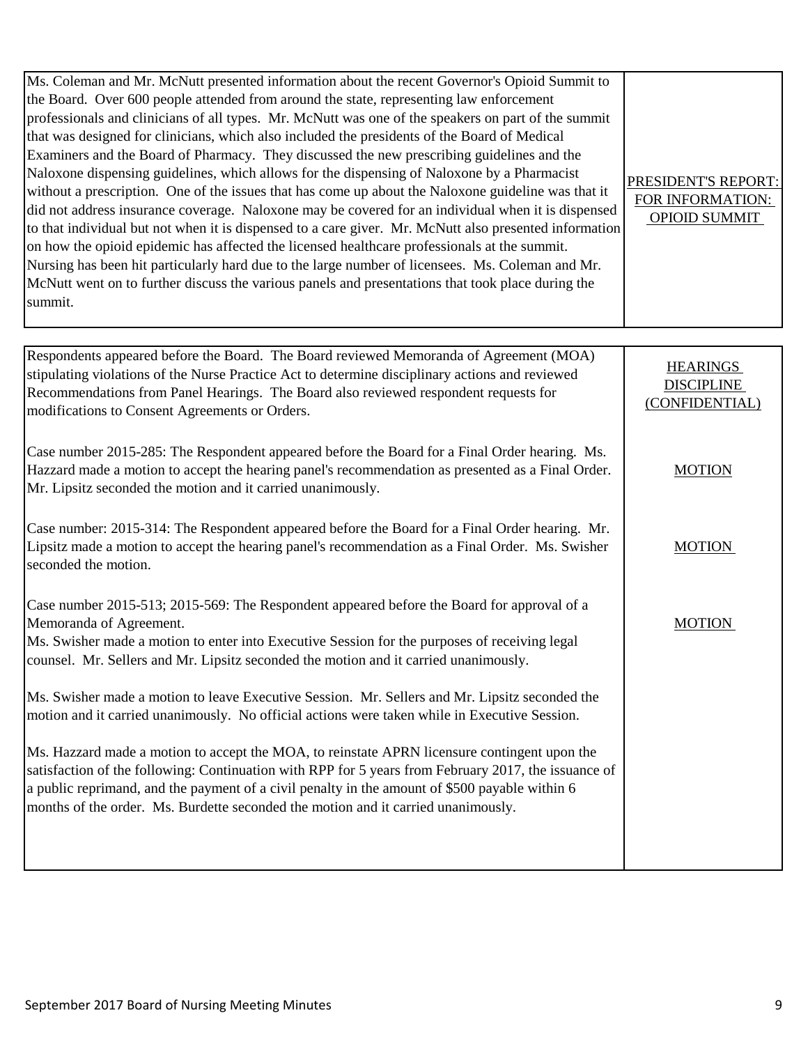| | |
|---|---|
| Ms. Coleman and Mr. McNutt presented information about the recent Governor's Opioid Summit to the Board. Over 600 people attended from around the state, representing law enforcement professionals and clinicians of all types. Mr. McNutt was one of the speakers on part of the summit that was designed for clinicians, which also included the presidents of the Board of Medical Examiners and the Board of Pharmacy. They discussed the new prescribing guidelines and the Naloxone dispensing guidelines, which allows for the dispensing of Naloxone by a Pharmacist without a prescription. One of the issues that has come up about the Naloxone guideline was that it did not address insurance coverage. Naloxone may be covered for an individual when it is dispensed to that individual but not when it is dispensed to a care giver. Mr. McNutt also presented information on how the opioid epidemic has affected the licensed healthcare professionals at the summit. Nursing has been hit particularly hard due to the large number of licensees. Ms. Coleman and Mr. McNutt went on to further discuss the various panels and presentations that took place during the summit. | PRESIDENT'S REPORT: FOR INFORMATION: OPIOID SUMMIT |

| | |
|---|---|
| Respondents appeared before the Board. The Board reviewed Memoranda of Agreement (MOA) stipulating violations of the Nurse Practice Act to determine disciplinary actions and reviewed Recommendations from Panel Hearings. The Board also reviewed respondent requests for modifications to Consent Agreements or Orders. | HEARINGS DISCIPLINE (CONFIDENTIAL) |
| Case number 2015-285: The Respondent appeared before the Board for a Final Order hearing. Ms. Hazzard made a motion to accept the hearing panel's recommendation as presented as a Final Order. Mr. Lipsitz seconded the motion and it carried unanimously. | MOTION |
| Case number: 2015-314: The Respondent appeared before the Board for a Final Order hearing. Mr. Lipsitz made a motion to accept the hearing panel's recommendation as a Final Order. Ms. Swisher seconded the motion. | MOTION |
| Case number 2015-513; 2015-569: The Respondent appeared before the Board for approval of a Memoranda of Agreement.<br>Ms. Swisher made a motion to enter into Executive Session for the purposes of receiving legal counsel. Mr. Sellers and Mr. Lipsitz seconded the motion and it carried unanimously.<br><br>Ms. Swisher made a motion to leave Executive Session. Mr. Sellers and Mr. Lipsitz seconded the motion and it carried unanimously. No official actions were taken while in Executive Session.<br><br>Ms. Hazzard made a motion to accept the MOA, to reinstate APRN licensure contingent upon the satisfaction of the following: Continuation with RPP for 5 years from February 2017, the issuance of a public reprimand, and the payment of a civil penalty in the amount of $500 payable within 6 months of the order. Ms. Burdette seconded the motion and it carried unanimously. | MOTION |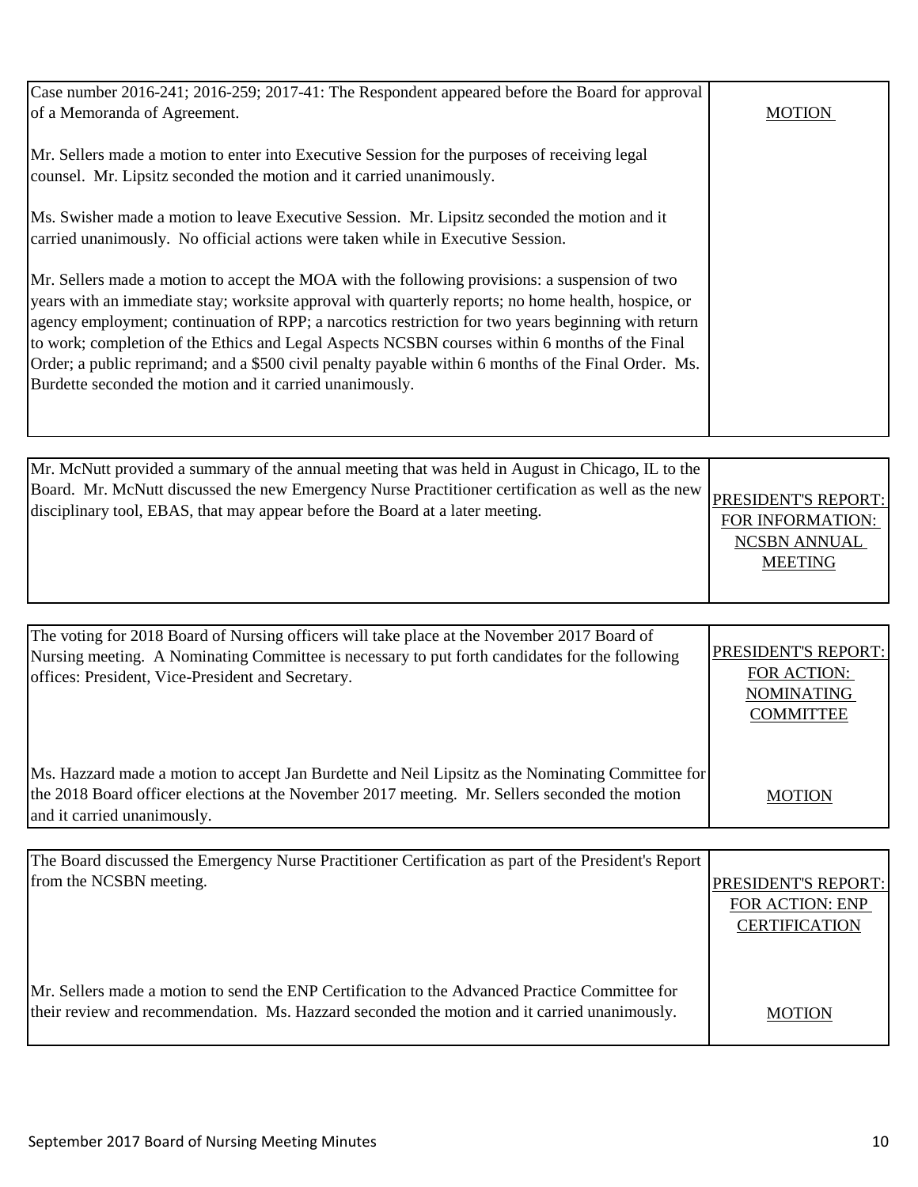| | |
|---|---|
| Case number 2016-241; 2016-259; 2017-41: The Respondent appeared before the Board for approval of a Memoranda of Agreement.<br><br>Mr. Sellers made a motion to enter into Executive Session for the purposes of receiving legal counsel. Mr. Lipsitz seconded the motion and it carried unanimously.<br><br>Ms. Swisher made a motion to leave Executive Session. Mr. Lipsitz seconded the motion and it carried unanimously. No official actions were taken while in Executive Session.<br><br>Mr. Sellers made a motion to accept the MOA with the following provisions: a suspension of two years with an immediate stay; worksite approval with quarterly reports; no home health, hospice, or agency employment; continuation of RPP; a narcotics restriction for two years beginning with return to work; completion of the Ethics and Legal Aspects NCSBN courses within 6 months of the Final Order; a public reprimand; and a $500 civil penalty payable within 6 months of the Final Order. Ms. Burdette seconded the motion and it carried unanimously. | MOTION |

| | |
|---|---|
| Mr. McNutt provided a summary of the annual meeting that was held in August in Chicago, IL to the Board. Mr. McNutt discussed the new Emergency Nurse Practitioner certification as well as the new disciplinary tool, EBAS, that may appear before the Board at a later meeting. | PRESIDENT'S REPORT: FOR INFORMATION: NCSBN ANNUAL MEETING |

| | |
|---|---|
| The voting for 2018 Board of Nursing officers will take place at the November 2017 Board of Nursing meeting. A Nominating Committee is necessary to put forth candidates for the following offices: President, Vice-President and Secretary. | PRESIDENT'S REPORT: FOR ACTION: NOMINATING COMMITTEE |
| Ms. Hazzard made a motion to accept Jan Burdette and Neil Lipsitz as the Nominating Committee for the 2018 Board officer elections at the November 2017 meeting. Mr. Sellers seconded the motion and it carried unanimously. | MOTION |

| | |
|---|---|
| The Board discussed the Emergency Nurse Practitioner Certification as part of the President's Report from the NCSBN meeting. | PRESIDENT'S REPORT: FOR ACTION: ENP CERTIFICATION |
| Mr. Sellers made a motion to send the ENP Certification to the Advanced Practice Committee for their review and recommendation. Ms. Hazzard seconded the motion and it carried unanimously. | MOTION |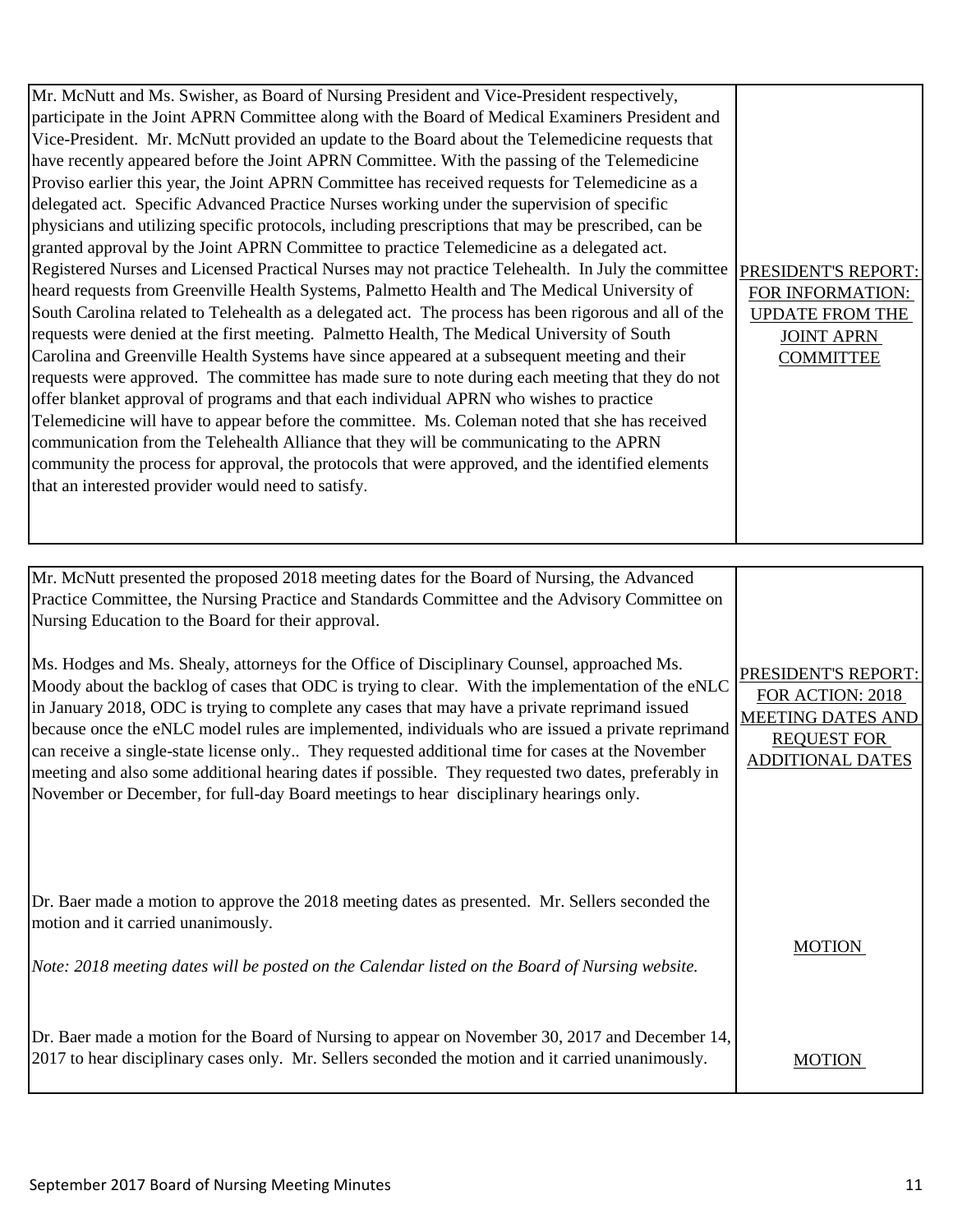| | |
|---|---|
| Mr. McNutt and Ms. Swisher, as Board of Nursing President and Vice-President respectively, participate in the Joint APRN Committee along with the Board of Medical Examiners President and Vice-President. Mr. McNutt provided an update to the Board about the Telemedicine requests that have recently appeared before the Joint APRN Committee. With the passing of the Telemedicine Proviso earlier this year, the Joint APRN Committee has received requests for Telemedicine as a delegated act. Specific Advanced Practice Nurses working under the supervision of specific physicians and utilizing specific protocols, including prescriptions that may be prescribed, can be granted approval by the Joint APRN Committee to practice Telemedicine as a delegated act. Registered Nurses and Licensed Practical Nurses may not practice Telehealth. In July the committee heard requests from Greenville Health Systems, Palmetto Health and The Medical University of South Carolina related to Telehealth as a delegated act. The process has been rigorous and all of the requests were denied at the first meeting. Palmetto Health, The Medical University of South Carolina and Greenville Health Systems have since appeared at a subsequent meeting and their requests were approved. The committee has made sure to note during each meeting that they do not offer blanket approval of programs and that each individual APRN who wishes to practice Telemedicine will have to appear before the committee. Ms. Coleman noted that she has received communication from the Telehealth Alliance that they will be communicating to the APRN community the process for approval, the protocols that were approved, and the identified elements that an interested provider would need to satisfy. | PRESIDENT'S REPORT: FOR INFORMATION: UPDATE FROM THE JOINT APRN COMMITTEE |

| | |
|---|---|
| Mr. McNutt presented the proposed 2018 meeting dates for the Board of Nursing, the Advanced Practice Committee, the Nursing Practice and Standards Committee and the Advisory Committee on Nursing Education to the Board for their approval.<br><br>Ms. Hodges and Ms. Shealy, attorneys for the Office of Disciplinary Counsel, approached Ms. Moody about the backlog of cases that ODC is trying to clear. With the implementation of the eNLC in January 2018, ODC is trying to complete any cases that may have a private reprimand issued because once the eNLC model rules are implemented, individuals who are issued a private reprimand can receive a single-state license only.. They requested additional time for cases at the November meeting and also some additional hearing dates if possible. They requested two dates, preferably in November or December, for full-day Board meetings to hear disciplinary hearings only. | PRESIDENT'S REPORT: FOR ACTION: 2018 MEETING DATES AND REQUEST FOR ADDITIONAL DATES |
| Dr. Baer made a motion to approve the 2018 meeting dates as presented. Mr. Sellers seconded the motion and it carried unanimously.<br><br>*Note: 2018 meeting dates will be posted on the Calendar listed on the Board of Nursing website.* | MOTION |
| Dr. Baer made a motion for the Board of Nursing to appear on November 30, 2017 and December 14, 2017 to hear disciplinary cases only. Mr. Sellers seconded the motion and it carried unanimously. | MOTION |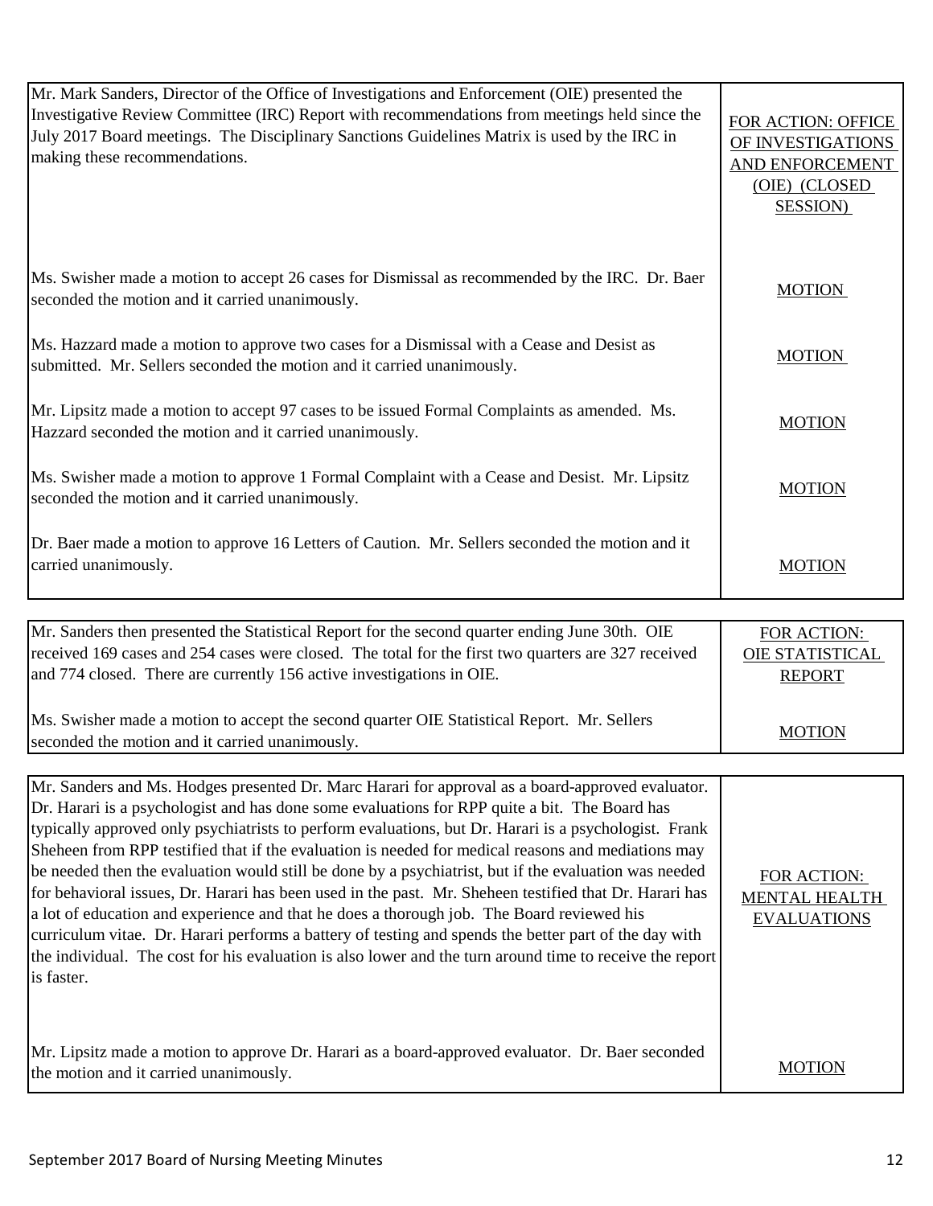| | |
|---|---|
| Mr. Mark Sanders, Director of the Office of Investigations and Enforcement (OIE) presented the Investigative Review Committee (IRC) Report with recommendations from meetings held since the July 2017 Board meetings. The Disciplinary Sanctions Guidelines Matrix is used by the IRC in making these recommendations. | FOR ACTION: OFFICE OF INVESTIGATIONS AND ENFORCEMENT (OIE) (CLOSED SESSION) |
| Ms. Swisher made a motion to accept 26 cases for Dismissal as recommended by the IRC. Dr. Baer seconded the motion and it carried unanimously. | MOTION |
| Ms. Hazzard made a motion to approve two cases for a Dismissal with a Cease and Desist as submitted. Mr. Sellers seconded the motion and it carried unanimously. | MOTION |
| Mr. Lipsitz made a motion to accept 97 cases to be issued Formal Complaints as amended. Ms. Hazzard seconded the motion and it carried unanimously. | MOTION |
| Ms. Swisher made a motion to approve 1 Formal Complaint with a Cease and Desist. Mr. Lipsitz seconded the motion and it carried unanimously. | MOTION |
| Dr. Baer made a motion to approve 16 Letters of Caution. Mr. Sellers seconded the motion and it carried unanimously. | MOTION |

| | |
|---|---|
| Mr. Sanders then presented the Statistical Report for the second quarter ending June 30th. OIE received 169 cases and 254 cases were closed. The total for the first two quarters are 327 received and 774 closed. There are currently 156 active investigations in OIE. | FOR ACTION: OIE STATISTICAL REPORT |
| Ms. Swisher made a motion to accept the second quarter OIE Statistical Report. Mr. Sellers seconded the motion and it carried unanimously. | MOTION |

| | |
|---|---|
| Mr. Sanders and Ms. Hodges presented Dr. Marc Harari for approval as a board-approved evaluator. Dr. Harari is a psychologist and has done some evaluations for RPP quite a bit. The Board has typically approved only psychiatrists to perform evaluations, but Dr. Harari is a psychologist. Frank Sheheen from RPP testified that if the evaluation is needed for medical reasons and mediations may be needed then the evaluation would still be done by a psychiatrist, but if the evaluation was needed for behavioral issues, Dr. Harari has been used in the past. Mr. Sheheen testified that Dr. Harari has a lot of education and experience and that he does a thorough job. The Board reviewed his curriculum vitae. Dr. Harari performs a battery of testing and spends the better part of the day with the individual. The cost for his evaluation is also lower and the turn around time to receive the report is faster. | FOR ACTION: MENTAL HEALTH EVALUATIONS |
| Mr. Lipsitz made a motion to approve Dr. Harari as a board-approved evaluator. Dr. Baer seconded the motion and it carried unanimously. | MOTION |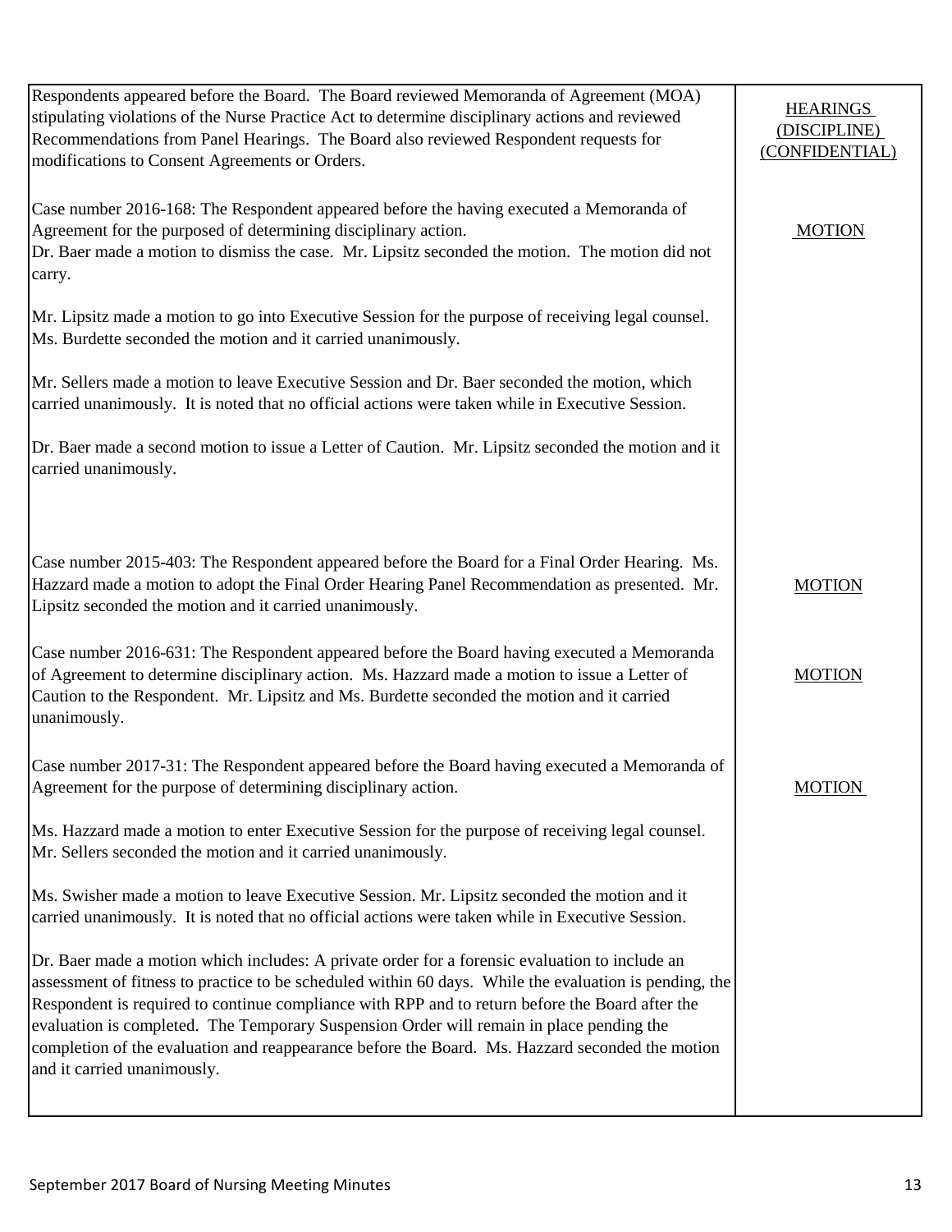| | |
|---|---|
| Respondents appeared before the Board. The Board reviewed Memoranda of Agreement (MOA) stipulating violations of the Nurse Practice Act to determine disciplinary actions and reviewed Recommendations from Panel Hearings. The Board also reviewed Respondent requests for modifications to Consent Agreements or Orders. | HEARINGS (DISCIPLINE) (CONFIDENTIAL) |
| Case number 2016-168: The Respondent appeared before the having executed a Memoranda of Agreement for the purposed of determining disciplinary action.<br>Dr. Baer made a motion to dismiss the case. Mr. Lipsitz seconded the motion. The motion did not carry.<br><br>Mr. Lipsitz made a motion to go into Executive Session for the purpose of receiving legal counsel. Ms. Burdette seconded the motion and it carried unanimously.<br><br>Mr. Sellers made a motion to leave Executive Session and Dr. Baer seconded the motion, which carried unanimously. It is noted that no official actions were taken while in Executive Session.<br><br>Dr. Baer made a second motion to issue a Letter of Caution. Mr. Lipsitz seconded the motion and it carried unanimously. | MOTION |
| Case number 2015-403: The Respondent appeared before the Board for a Final Order Hearing. Ms. Hazzard made a motion to adopt the Final Order Hearing Panel Recommendation as presented. Mr. Lipsitz seconded the motion and it carried unanimously. | MOTION |
| Case number 2016-631: The Respondent appeared before the Board having executed a Memoranda of Agreement to determine disciplinary action. Ms. Hazzard made a motion to issue a Letter of Caution to the Respondent. Mr. Lipsitz and Ms. Burdette seconded the motion and it carried unanimously. | MOTION |
| Case number 2017-31: The Respondent appeared before the Board having executed a Memoranda of Agreement for the purpose of determining disciplinary action.<br><br>Ms. Hazzard made a motion to enter Executive Session for the purpose of receiving legal counsel. Mr. Sellers seconded the motion and it carried unanimously.<br><br>Ms. Swisher made a motion to leave Executive Session. Mr. Lipsitz seconded the motion and it carried unanimously. It is noted that no official actions were taken while in Executive Session.<br><br>Dr. Baer made a motion which includes: A private order for a forensic evaluation to include an assessment of fitness to practice to be scheduled within 60 days. While the evaluation is pending, the Respondent is required to continue compliance with RPP and to return before the Board after the evaluation is completed. The Temporary Suspension Order will remain in place pending the completion of the evaluation and reappearance before the Board. Ms. Hazzard seconded the motion and it carried unanimously. | MOTION |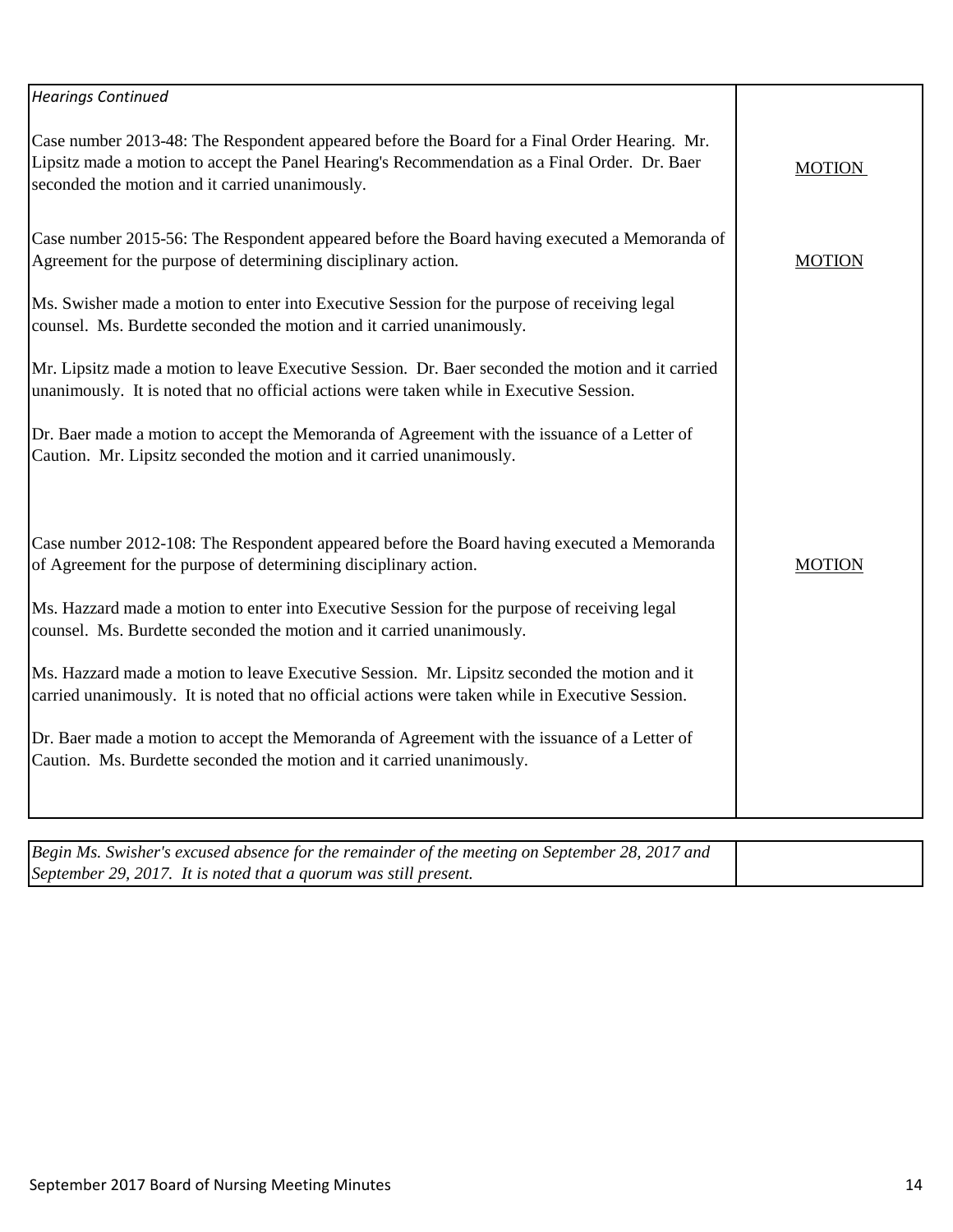*Hearings Continued*

| | |
|---|---|
| Case number 2013-48: The Respondent appeared before the Board for a Final Order Hearing. Mr. Lipsitz made a motion to accept the Panel Hearing's Recommendation as a Final Order. Dr. Baer seconded the motion and it carried unanimously. | MOTION |
| Case number 2015-56: The Respondent appeared before the Board having executed a Memoranda of Agreement for the purpose of determining disciplinary action.<br><br>Ms. Swisher made a motion to enter into Executive Session for the purpose of receiving legal counsel. Ms. Burdette seconded the motion and it carried unanimously.<br><br>Mr. Lipsitz made a motion to leave Executive Session. Dr. Baer seconded the motion and it carried unanimously. It is noted that no official actions were taken while in Executive Session.<br><br>Dr. Baer made a motion to accept the Memoranda of Agreement with the issuance of a Letter of Caution. Mr. Lipsitz seconded the motion and it carried unanimously. | MOTION |
| Case number 2012-108: The Respondent appeared before the Board having executed a Memoranda of Agreement for the purpose of determining disciplinary action.<br><br>Ms. Hazzard made a motion to enter into Executive Session for the purpose of receiving legal counsel. Ms. Burdette seconded the motion and it carried unanimously.<br><br>Ms. Hazzard made a motion to leave Executive Session. Mr. Lipsitz seconded the motion and it carried unanimously. It is noted that no official actions were taken while in Executive Session.<br><br>Dr. Baer made a motion to accept the Memoranda of Agreement with the issuance of a Letter of Caution. Ms. Burdette seconded the motion and it carried unanimously. | MOTION |

*Begin Ms. Swisher's excused absence for the remainder of the meeting on September 28, 2017 and September 29, 2017. It is noted that a quorum was still present.*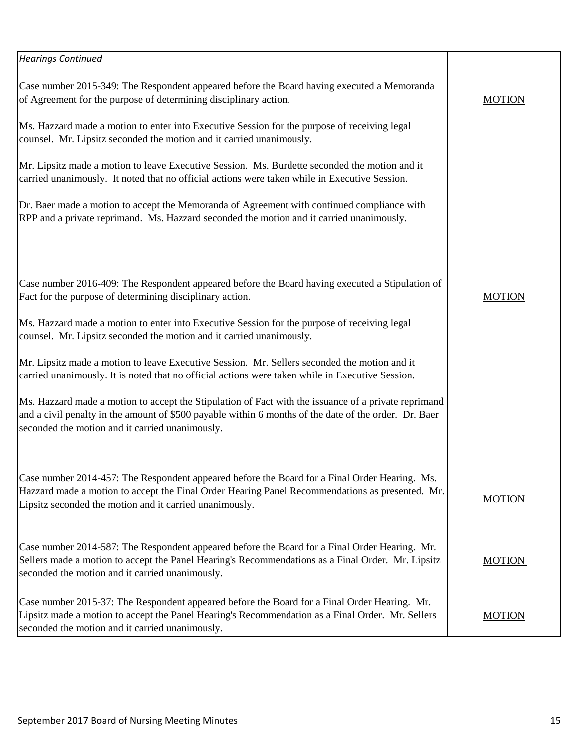| *Hearings Continued* | |
|---|---|
| Case number 2015-349: The Respondent appeared before the Board having executed a Memoranda of Agreement for the purpose of determining disciplinary action.<br><br>Ms. Hazzard made a motion to enter into Executive Session for the purpose of receiving legal counsel. Mr. Lipsitz seconded the motion and it carried unanimously.<br><br>Mr. Lipsitz made a motion to leave Executive Session. Ms. Burdette seconded the motion and it carried unanimously. It noted that no official actions were taken while in Executive Session.<br><br>Dr. Baer made a motion to accept the Memoranda of Agreement with continued compliance with RPP and a private reprimand. Ms. Hazzard seconded the motion and it carried unanimously. | MOTION |
| Case number 2016-409: The Respondent appeared before the Board having executed a Stipulation of Fact for the purpose of determining disciplinary action.<br><br>Ms. Hazzard made a motion to enter into Executive Session for the purpose of receiving legal counsel. Mr. Lipsitz seconded the motion and it carried unanimously.<br><br>Mr. Lipsitz made a motion to leave Executive Session. Mr. Sellers seconded the motion and it carried unanimously. It is noted that no official actions were taken while in Executive Session.<br><br>Ms. Hazzard made a motion to accept the Stipulation of Fact with the issuance of a private reprimand and a civil penalty in the amount of $500 payable within 6 months of the date of the order. Dr. Baer seconded the motion and it carried unanimously. | MOTION |
| Case number 2014-457: The Respondent appeared before the Board for a Final Order Hearing. Ms. Hazzard made a motion to accept the Final Order Hearing Panel Recommendations as presented. Mr. Lipsitz seconded the motion and it carried unanimously. | MOTION |
| Case number 2014-587: The Respondent appeared before the Board for a Final Order Hearing. Mr. Sellers made a motion to accept the Panel Hearing's Recommendations as a Final Order. Mr. Lipsitz seconded the motion and it carried unanimously. | MOTION |
| Case number 2015-37: The Respondent appeared before the Board for a Final Order Hearing. Mr. Lipsitz made a motion to accept the Panel Hearing's Recommendation as a Final Order. Mr. Sellers seconded the motion and it carried unanimously. | MOTION |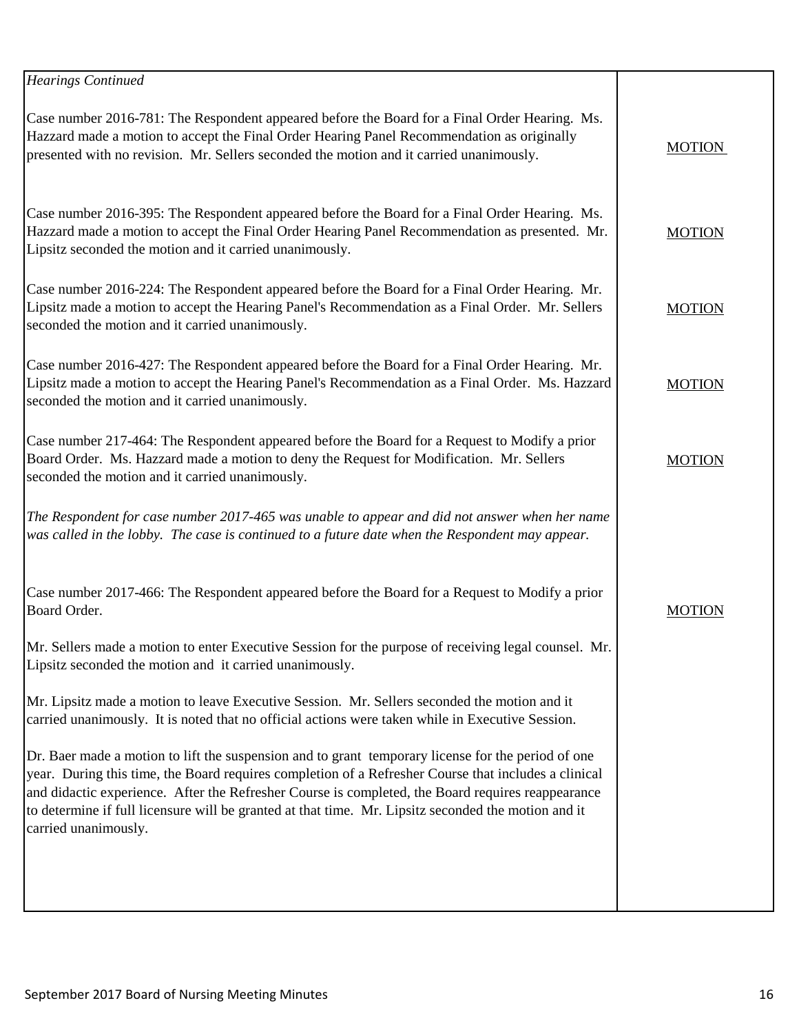| *Hearings Continued* | |
|---|---|
| Case number 2016-781: The Respondent appeared before the Board for a Final Order Hearing. Ms. Hazzard made a motion to accept the Final Order Hearing Panel Recommendation as originally presented with no revision. Mr. Sellers seconded the motion and it carried unanimously. | MOTION |
| Case number 2016-395: The Respondent appeared before the Board for a Final Order Hearing. Ms. Hazzard made a motion to accept the Final Order Hearing Panel Recommendation as presented. Mr. Lipsitz seconded the motion and it carried unanimously. | MOTION |
| Case number 2016-224: The Respondent appeared before the Board for a Final Order Hearing. Mr. Lipsitz made a motion to accept the Hearing Panel's Recommendation as a Final Order. Mr. Sellers seconded the motion and it carried unanimously. | MOTION |
| Case number 2016-427: The Respondent appeared before the Board for a Final Order Hearing. Mr. Lipsitz made a motion to accept the Hearing Panel's Recommendation as a Final Order. Ms. Hazzard seconded the motion and it carried unanimously. | MOTION |
| Case number 217-464: The Respondent appeared before the Board for a Request to Modify a prior Board Order. Ms. Hazzard made a motion to deny the Request for Modification. Mr. Sellers seconded the motion and it carried unanimously. | MOTION |
| *The Respondent for case number 2017-465 was unable to appear and did not answer when her name was called in the lobby. The case is continued to a future date when the Respondent may appear.* | |
| Case number 2017-466: The Respondent appeared before the Board for a Request to Modify a prior Board Order. | MOTION |
| Mr. Sellers made a motion to enter Executive Session for the purpose of receiving legal counsel. Mr. Lipsitz seconded the motion and it carried unanimously. | |
| Mr. Lipsitz made a motion to leave Executive Session. Mr. Sellers seconded the motion and it carried unanimously. It is noted that no official actions were taken while in Executive Session. | |
| Dr. Baer made a motion to lift the suspension and to grant temporary license for the period of one year. During this time, the Board requires completion of a Refresher Course that includes a clinical and didactic experience. After the Refresher Course is completed, the Board requires reappearance to determine if full licensure will be granted at that time. Mr. Lipsitz seconded the motion and it carried unanimously. | |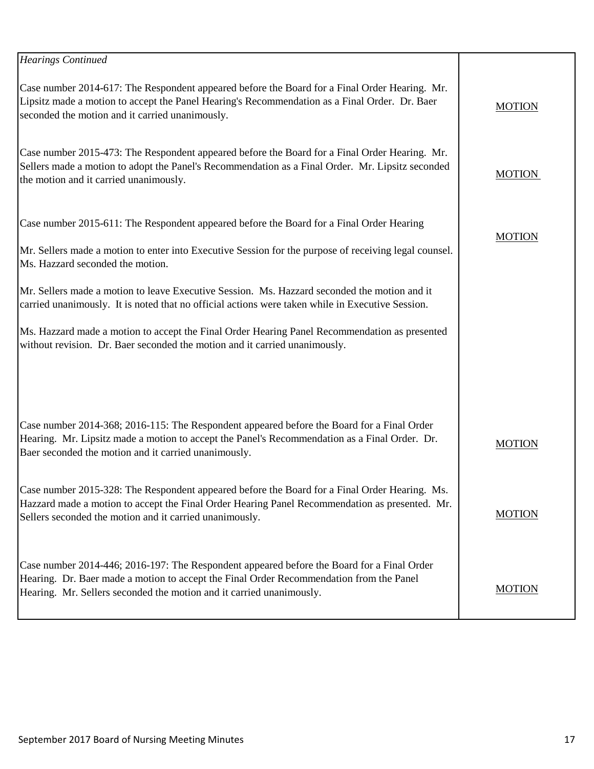| *Hearings Continued* | |
|---|---|
| Case number 2014-617: The Respondent appeared before the Board for a Final Order Hearing. Mr. Lipsitz made a motion to accept the Panel Hearing's Recommendation as a Final Order. Dr. Baer seconded the motion and it carried unanimously. | MOTION |
| Case number 2015-473: The Respondent appeared before the Board for a Final Order Hearing. Mr. Sellers made a motion to adopt the Panel's Recommendation as a Final Order. Mr. Lipsitz seconded the motion and it carried unanimously. | MOTION |
| Case number 2015-611: The Respondent appeared before the Board for a Final Order Hearing<br><br>Mr. Sellers made a motion to enter into Executive Session for the purpose of receiving legal counsel. Ms. Hazzard seconded the motion.<br><br>Mr. Sellers made a motion to leave Executive Session. Ms. Hazzard seconded the motion and it carried unanimously. It is noted that no official actions were taken while in Executive Session.<br><br>Ms. Hazzard made a motion to accept the Final Order Hearing Panel Recommendation as presented without revision. Dr. Baer seconded the motion and it carried unanimously. | MOTION |
| Case number 2014-368; 2016-115: The Respondent appeared before the Board for a Final Order Hearing. Mr. Lipsitz made a motion to accept the Panel's Recommendation as a Final Order. Dr. Baer seconded the motion and it carried unanimously. | MOTION |
| Case number 2015-328: The Respondent appeared before the Board for a Final Order Hearing. Ms. Hazzard made a motion to accept the Final Order Hearing Panel Recommendation as presented. Mr. Sellers seconded the motion and it carried unanimously. | MOTION |
| Case number 2014-446; 2016-197: The Respondent appeared before the Board for a Final Order Hearing. Dr. Baer made a motion to accept the Final Order Recommendation from the Panel Hearing. Mr. Sellers seconded the motion and it carried unanimously. | MOTION |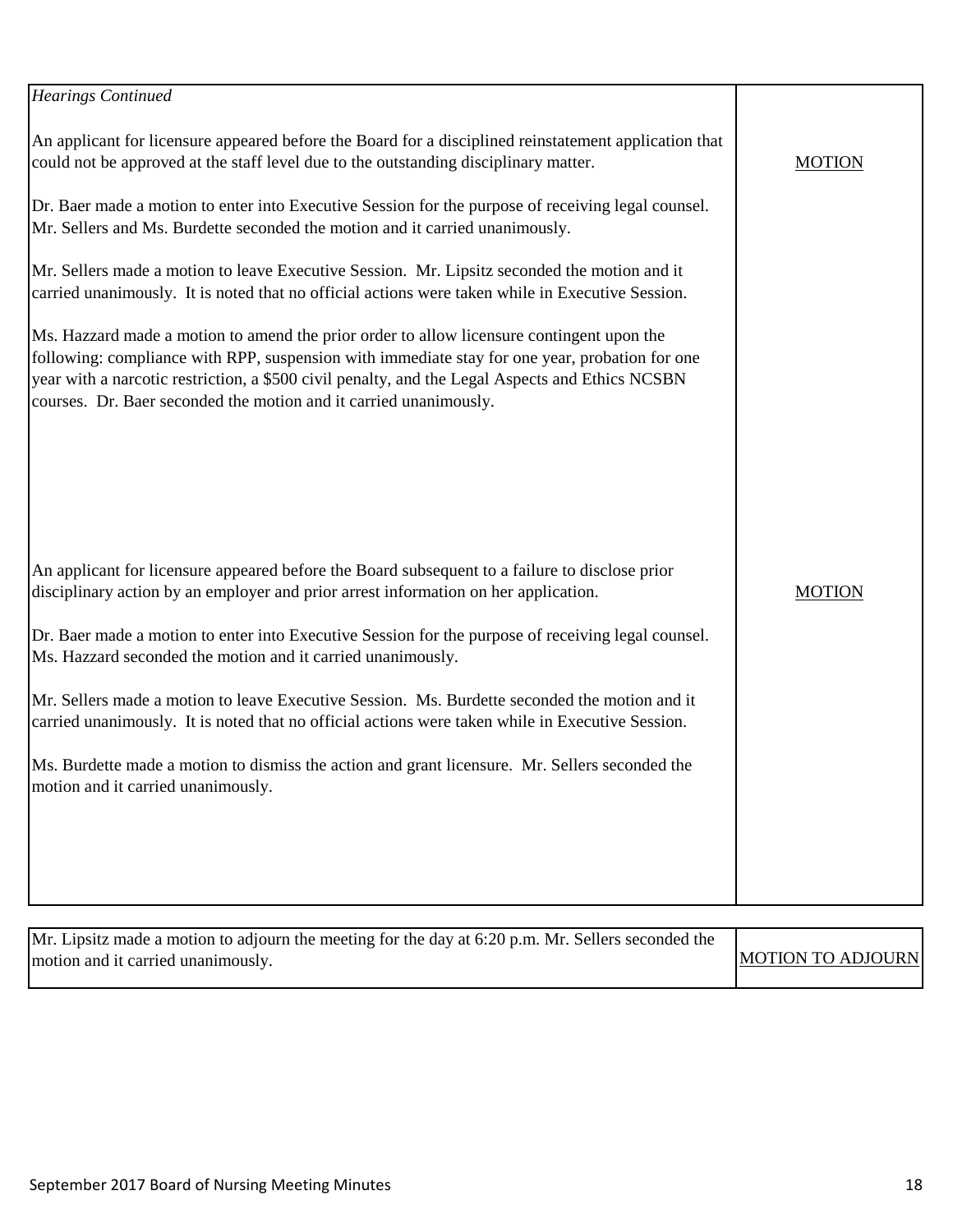| | |
|---|---|
| *Hearings Continued*<br><br>An applicant for licensure appeared before the Board for a disciplined reinstatement application that could not be approved at the staff level due to the outstanding disciplinary matter.<br><br>Dr. Baer made a motion to enter into Executive Session for the purpose of receiving legal counsel. Mr. Sellers and Ms. Burdette seconded the motion and it carried unanimously.<br><br>Mr. Sellers made a motion to leave Executive Session. Mr. Lipsitz seconded the motion and it carried unanimously. It is noted that no official actions were taken while in Executive Session.<br><br>Ms. Hazzard made a motion to amend the prior order to allow licensure contingent upon the following: compliance with RPP, suspension with immediate stay for one year, probation for one year with a narcotic restriction, a $500 civil penalty, and the Legal Aspects and Ethics NCSBN courses. Dr. Baer seconded the motion and it carried unanimously. | MOTION |
| An applicant for licensure appeared before the Board subsequent to a failure to disclose prior disciplinary action by an employer and prior arrest information on her application.<br><br>Dr. Baer made a motion to enter into Executive Session for the purpose of receiving legal counsel. Ms. Hazzard seconded the motion and it carried unanimously.<br><br>Mr. Sellers made a motion to leave Executive Session. Ms. Burdette seconded the motion and it carried unanimously. It is noted that no official actions were taken while in Executive Session.<br><br>Ms. Burdette made a motion to dismiss the action and grant licensure. Mr. Sellers seconded the motion and it carried unanimously. | MOTION |

| | |
|---|---|
| Mr. Lipsitz made a motion to adjourn the meeting for the day at 6:20 p.m. Mr. Sellers seconded the motion and it carried unanimously. | MOTION TO ADJOURN |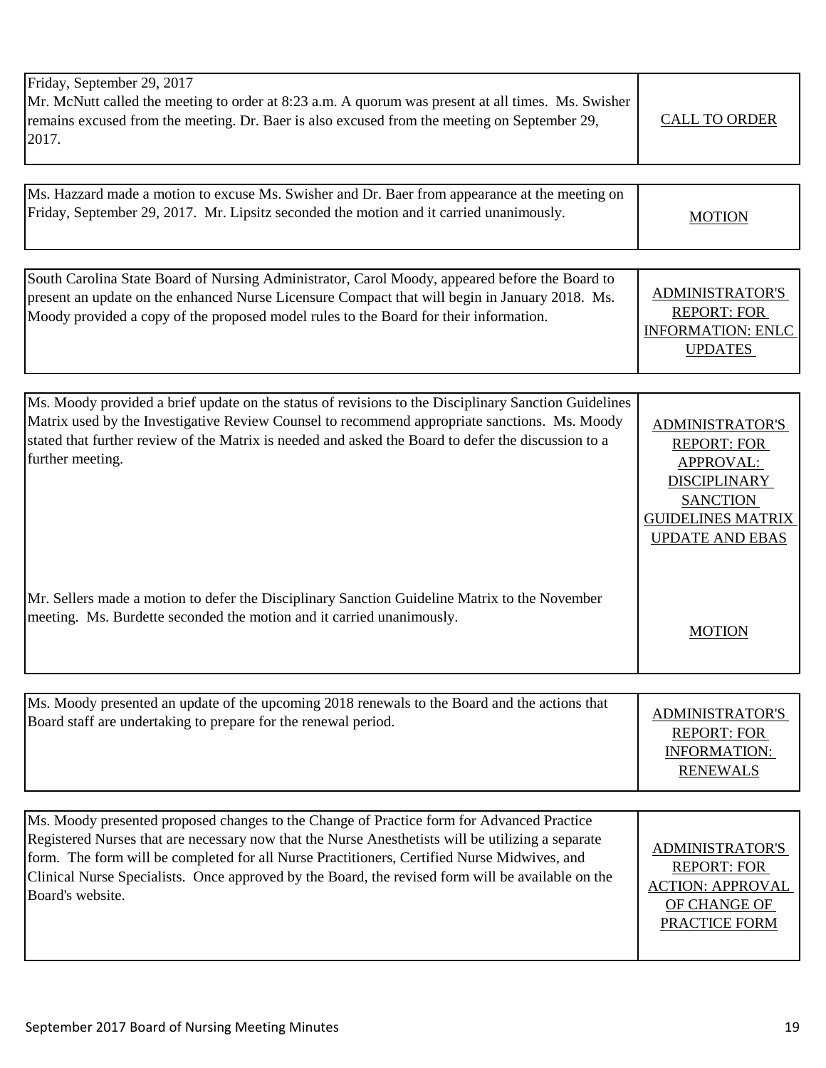| | |
|---|---|
| Friday, September 29, 2017<br>Mr. McNutt called the meeting to order at 8:23 a.m. A quorum was present at all times. Ms. Swisher remains excused from the meeting. Dr. Baer is also excused from the meeting on September 29, 2017. | CALL TO ORDER |

| | |
|---|---|
| Ms. Hazzard made a motion to excuse Ms. Swisher and Dr. Baer from appearance at the meeting on Friday, September 29, 2017. Mr. Lipsitz seconded the motion and it carried unanimously. | MOTION |

| | |
|---|---|
| South Carolina State Board of Nursing Administrator, Carol Moody, appeared before the Board to present an update on the enhanced Nurse Licensure Compact that will begin in January 2018. Ms. Moody provided a copy of the proposed model rules to the Board for their information. | ADMINISTRATOR'S REPORT: FOR INFORMATION: ENLC UPDATES |

| | |
|---|---|
| Ms. Moody provided a brief update on the status of revisions to the Disciplinary Sanction Guidelines Matrix used by the Investigative Review Counsel to recommend appropriate sanctions. Ms. Moody stated that further review of the Matrix is needed and asked the Board to defer the discussion to a further meeting. | ADMINISTRATOR'S REPORT: FOR APPROVAL: DISCIPLINARY SANCTION GUIDELINES MATRIX UPDATE AND EBAS |
| Mr. Sellers made a motion to defer the Disciplinary Sanction Guideline Matrix to the November meeting. Ms. Burdette seconded the motion and it carried unanimously. | MOTION |

| | |
|---|---|
| Ms. Moody presented an update of the upcoming 2018 renewals to the Board and the actions that Board staff are undertaking to prepare for the renewal period. | ADMINISTRATOR'S REPORT: FOR INFORMATION: RENEWALS |

| | |
|---|---|
| Ms. Moody presented proposed changes to the Change of Practice form for Advanced Practice Registered Nurses that are necessary now that the Nurse Anesthetists will be utilizing a separate form. The form will be completed for all Nurse Practitioners, Certified Nurse Midwives, and Clinical Nurse Specialists. Once approved by the Board, the revised form will be available on the Board's website. | ADMINISTRATOR'S REPORT: FOR ACTION: APPROVAL OF CHANGE OF PRACTICE FORM |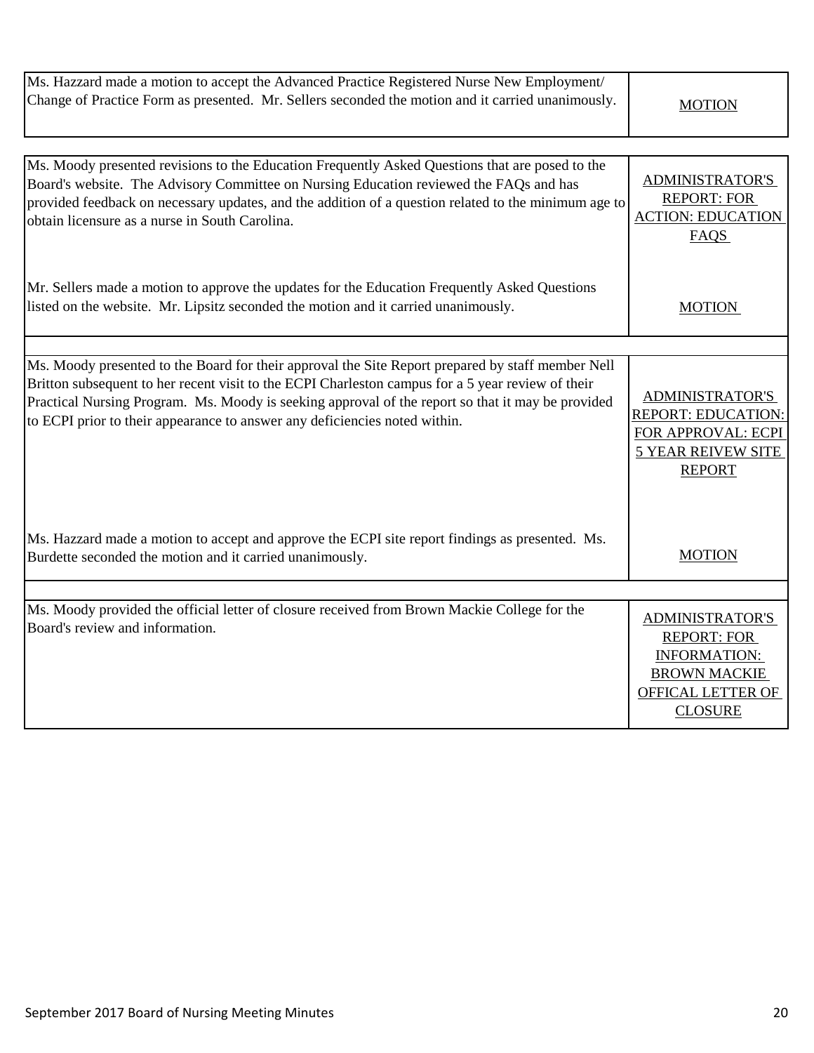| | |
|---|---|
| Ms. Hazzard made a motion to accept the Advanced Practice Registered Nurse New Employment/ Change of Practice Form as presented. Mr. Sellers seconded the motion and it carried unanimously. | MOTION |

| | |
|---|---|
| Ms. Moody presented revisions to the Education Frequently Asked Questions that are posed to the Board's website. The Advisory Committee on Nursing Education reviewed the FAQs and has provided feedback on necessary updates, and the addition of a question related to the minimum age to obtain licensure as a nurse in South Carolina. | ADMINISTRATOR'S REPORT: FOR ACTION: EDUCATION FAQS |
| Mr. Sellers made a motion to approve the updates for the Education Frequently Asked Questions listed on the website. Mr. Lipsitz seconded the motion and it carried unanimously. | MOTION |
| | |
| Ms. Moody presented to the Board for their approval the Site Report prepared by staff member Nell Britton subsequent to her recent visit to the ECPI Charleston campus for a 5 year review of their Practical Nursing Program. Ms. Moody is seeking approval of the report so that it may be provided to ECPI prior to their appearance to answer any deficiencies noted within. | ADMINISTRATOR'S REPORT: EDUCATION: FOR APPROVAL: ECPI 5 YEAR REIVEW SITE REPORT |
| Ms. Hazzard made a motion to accept and approve the ECPI site report findings as presented. Ms. Burdette seconded the motion and it carried unanimously. | MOTION |
| | |
| Ms. Moody provided the official letter of closure received from Brown Mackie College for the Board's review and information. | ADMINISTRATOR'S REPORT: FOR INFORMATION: BROWN MACKIE OFFICAL LETTER OF CLOSURE |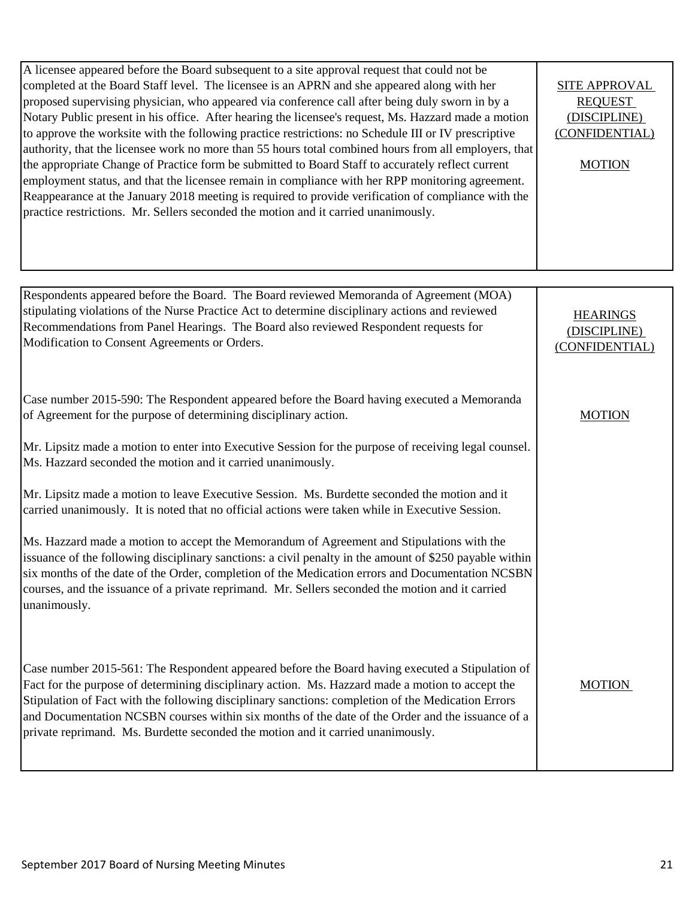| | |
|---|---|
| A licensee appeared before the Board subsequent to a site approval request that could not be completed at the Board Staff level. The licensee is an APRN and she appeared along with her proposed supervising physician, who appeared via conference call after being duly sworn in by a Notary Public present in his office. After hearing the licensee's request, Ms. Hazzard made a motion to approve the worksite with the following practice restrictions: no Schedule III or IV prescriptive authority, that the licensee work no more than 55 hours total combined hours from all employers, that the appropriate Change of Practice form be submitted to Board Staff to accurately reflect current employment status, and that the licensee remain in compliance with her RPP monitoring agreement. Reappearance at the January 2018 meeting is required to provide verification of compliance with the practice restrictions. Mr. Sellers seconded the motion and it carried unanimously. | SITE APPROVAL REQUEST (DISCIPLINE) (CONFIDENTIAL)<br><br>MOTION |

| | |
|---|---|
| Respondents appeared before the Board. The Board reviewed Memoranda of Agreement (MOA) stipulating violations of the Nurse Practice Act to determine disciplinary actions and reviewed Recommendations from Panel Hearings. The Board also reviewed Respondent requests for Modification to Consent Agreements or Orders. | HEARINGS (DISCIPLINE) (CONFIDENTIAL) |
| Case number 2015-590: The Respondent appeared before the Board having executed a Memoranda of Agreement for the purpose of determining disciplinary action.<br><br>Mr. Lipsitz made a motion to enter into Executive Session for the purpose of receiving legal counsel. Ms. Hazzard seconded the motion and it carried unanimously.<br><br>Mr. Lipsitz made a motion to leave Executive Session. Ms. Burdette seconded the motion and it carried unanimously. It is noted that no official actions were taken while in Executive Session.<br><br>Ms. Hazzard made a motion to accept the Memorandum of Agreement and Stipulations with the issuance of the following disciplinary sanctions: a civil penalty in the amount of $250 payable within six months of the date of the Order, completion of the Medication errors and Documentation NCSBN courses, and the issuance of a private reprimand. Mr. Sellers seconded the motion and it carried unanimously. | MOTION |
| Case number 2015-561: The Respondent appeared before the Board having executed a Stipulation of Fact for the purpose of determining disciplinary action. Ms. Hazzard made a motion to accept the Stipulation of Fact with the following disciplinary sanctions: completion of the Medication Errors and Documentation NCSBN courses within six months of the date of the Order and the issuance of a private reprimand. Ms. Burdette seconded the motion and it carried unanimously. | MOTION |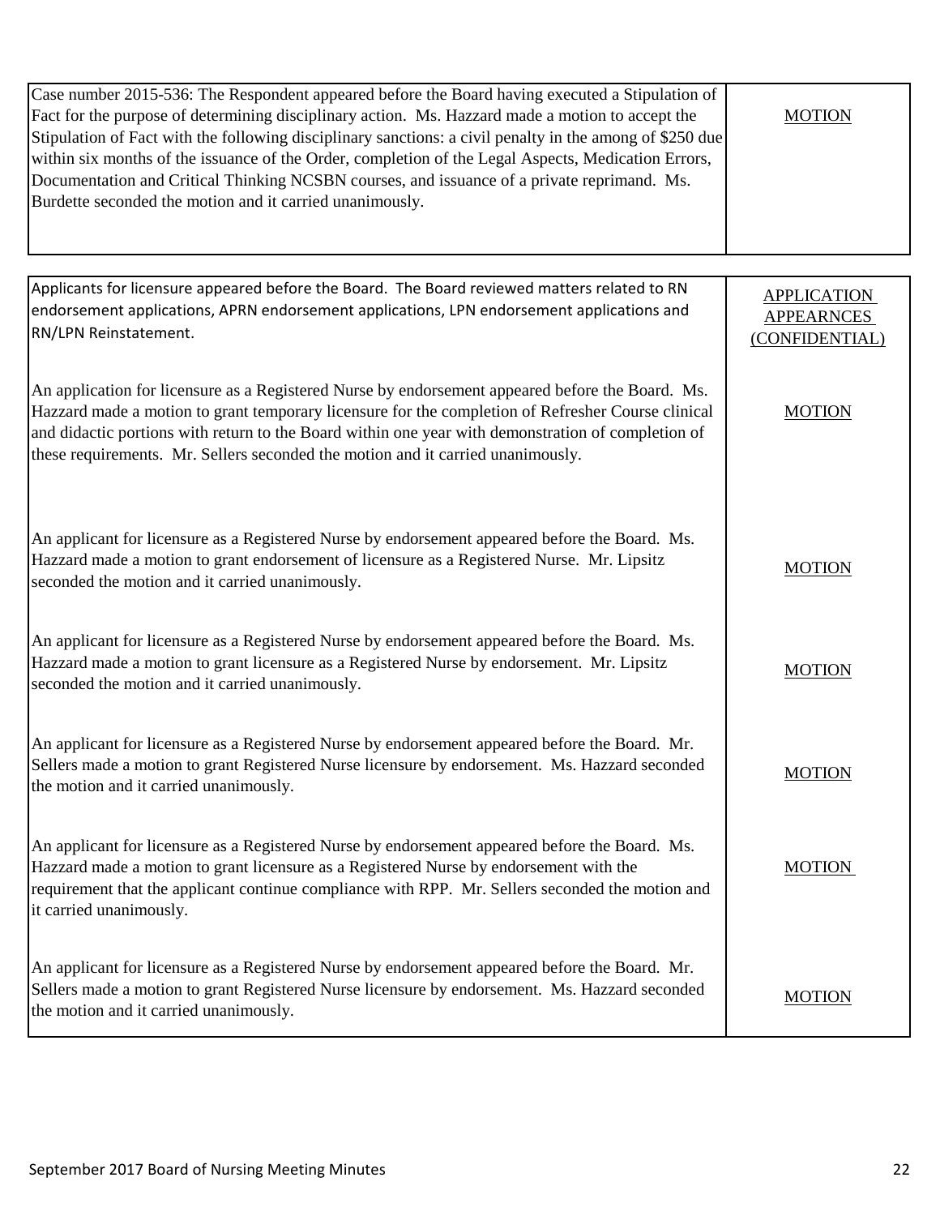| | |
|---|---|
| Case number 2015-536: The Respondent appeared before the Board having executed a Stipulation of Fact for the purpose of determining disciplinary action. Ms. Hazzard made a motion to accept the Stipulation of Fact with the following disciplinary sanctions: a civil penalty in the among of $250 due within six months of the issuance of the Order, completion of the Legal Aspects, Medication Errors, Documentation and Critical Thinking NCSBN courses, and issuance of a private reprimand. Ms. Burdette seconded the motion and it carried unanimously. | MOTION |

| | |
|---|---|
| Applicants for licensure appeared before the Board. The Board reviewed matters related to RN endorsement applications, APRN endorsement applications, LPN endorsement applications and RN/LPN Reinstatement. | APPLICATION APPEARNCES (CONFIDENTIAL) |
| An application for licensure as a Registered Nurse by endorsement appeared before the Board. Ms. Hazzard made a motion to grant temporary licensure for the completion of Refresher Course clinical and didactic portions with return to the Board within one year with demonstration of completion of these requirements. Mr. Sellers seconded the motion and it carried unanimously. | MOTION |
| An applicant for licensure as a Registered Nurse by endorsement appeared before the Board. Ms. Hazzard made a motion to grant endorsement of licensure as a Registered Nurse. Mr. Lipsitz seconded the motion and it carried unanimously. | MOTION |
| An applicant for licensure as a Registered Nurse by endorsement appeared before the Board. Ms. Hazzard made a motion to grant licensure as a Registered Nurse by endorsement. Mr. Lipsitz seconded the motion and it carried unanimously. | MOTION |
| An applicant for licensure as a Registered Nurse by endorsement appeared before the Board. Mr. Sellers made a motion to grant Registered Nurse licensure by endorsement. Ms. Hazzard seconded the motion and it carried unanimously. | MOTION |
| An applicant for licensure as a Registered Nurse by endorsement appeared before the Board. Ms. Hazzard made a motion to grant licensure as a Registered Nurse by endorsement with the requirement that the applicant continue compliance with RPP. Mr. Sellers seconded the motion and it carried unanimously. | MOTION |
| An applicant for licensure as a Registered Nurse by endorsement appeared before the Board. Mr. Sellers made a motion to grant Registered Nurse licensure by endorsement. Ms. Hazzard seconded the motion and it carried unanimously. | MOTION |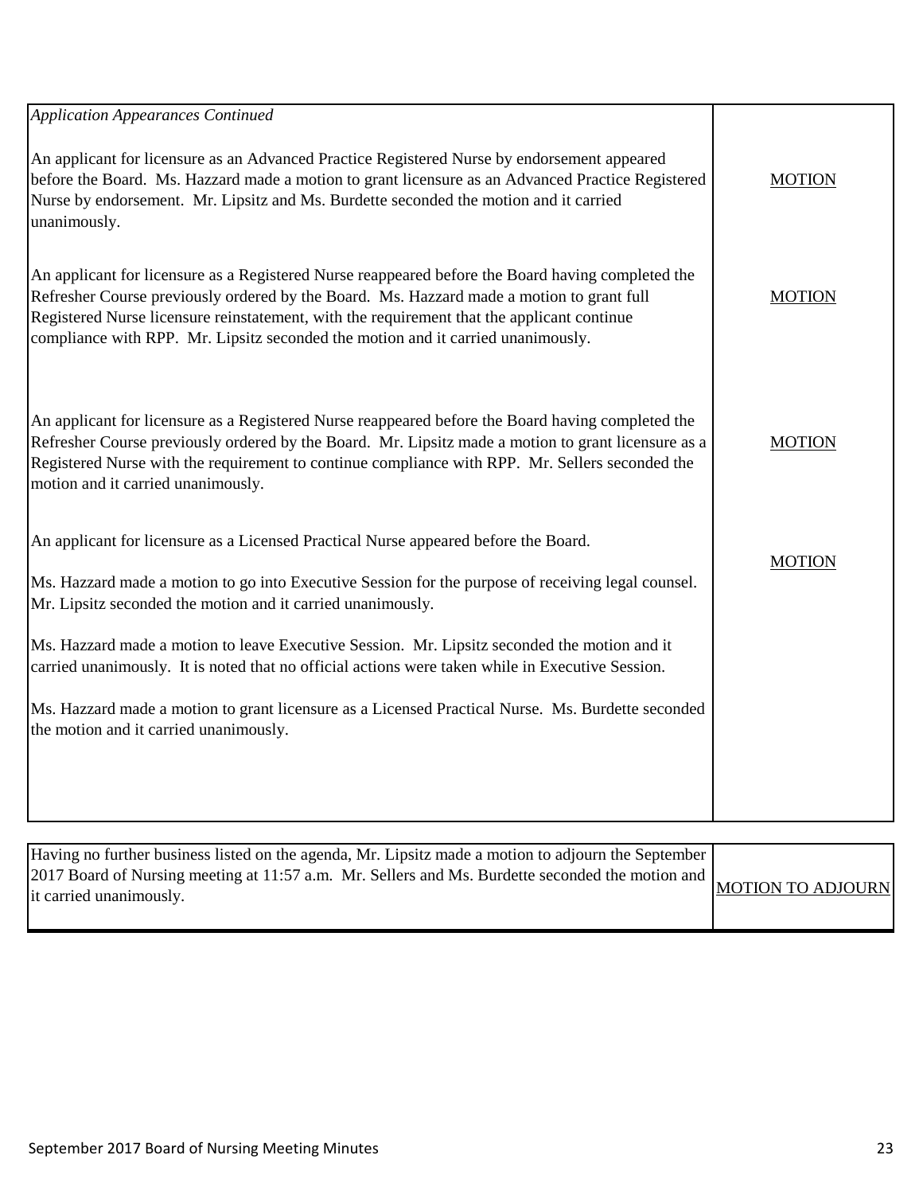| | |
|---|---|
| *Application Appearances Continued* | |
| An applicant for licensure as an Advanced Practice Registered Nurse by endorsement appeared before the Board. Ms. Hazzard made a motion to grant licensure as an Advanced Practice Registered Nurse by endorsement. Mr. Lipsitz and Ms. Burdette seconded the motion and it carried unanimously. | MOTION |
| An applicant for licensure as a Registered Nurse reappeared before the Board having completed the Refresher Course previously ordered by the Board. Ms. Hazzard made a motion to grant full Registered Nurse licensure reinstatement, with the requirement that the applicant continue compliance with RPP. Mr. Lipsitz seconded the motion and it carried unanimously. | MOTION |
| An applicant for licensure as a Registered Nurse reappeared before the Board having completed the Refresher Course previously ordered by the Board. Mr. Lipsitz made a motion to grant licensure as a Registered Nurse with the requirement to continue compliance with RPP. Mr. Sellers seconded the motion and it carried unanimously. | MOTION |
| An applicant for licensure as a Licensed Practical Nurse appeared before the Board.<br><br>Ms. Hazzard made a motion to go into Executive Session for the purpose of receiving legal counsel. Mr. Lipsitz seconded the motion and it carried unanimously.<br><br>Ms. Hazzard made a motion to leave Executive Session. Mr. Lipsitz seconded the motion and it carried unanimously. It is noted that no official actions were taken while in Executive Session.<br><br>Ms. Hazzard made a motion to grant licensure as a Licensed Practical Nurse. Ms. Burdette seconded the motion and it carried unanimously. | MOTION |

| | |
|---|---|
| Having no further business listed on the agenda, Mr. Lipsitz made a motion to adjourn the September 2017 Board of Nursing meeting at 11:57 a.m. Mr. Sellers and Ms. Burdette seconded the motion and it carried unanimously. | MOTION TO ADJOURN |